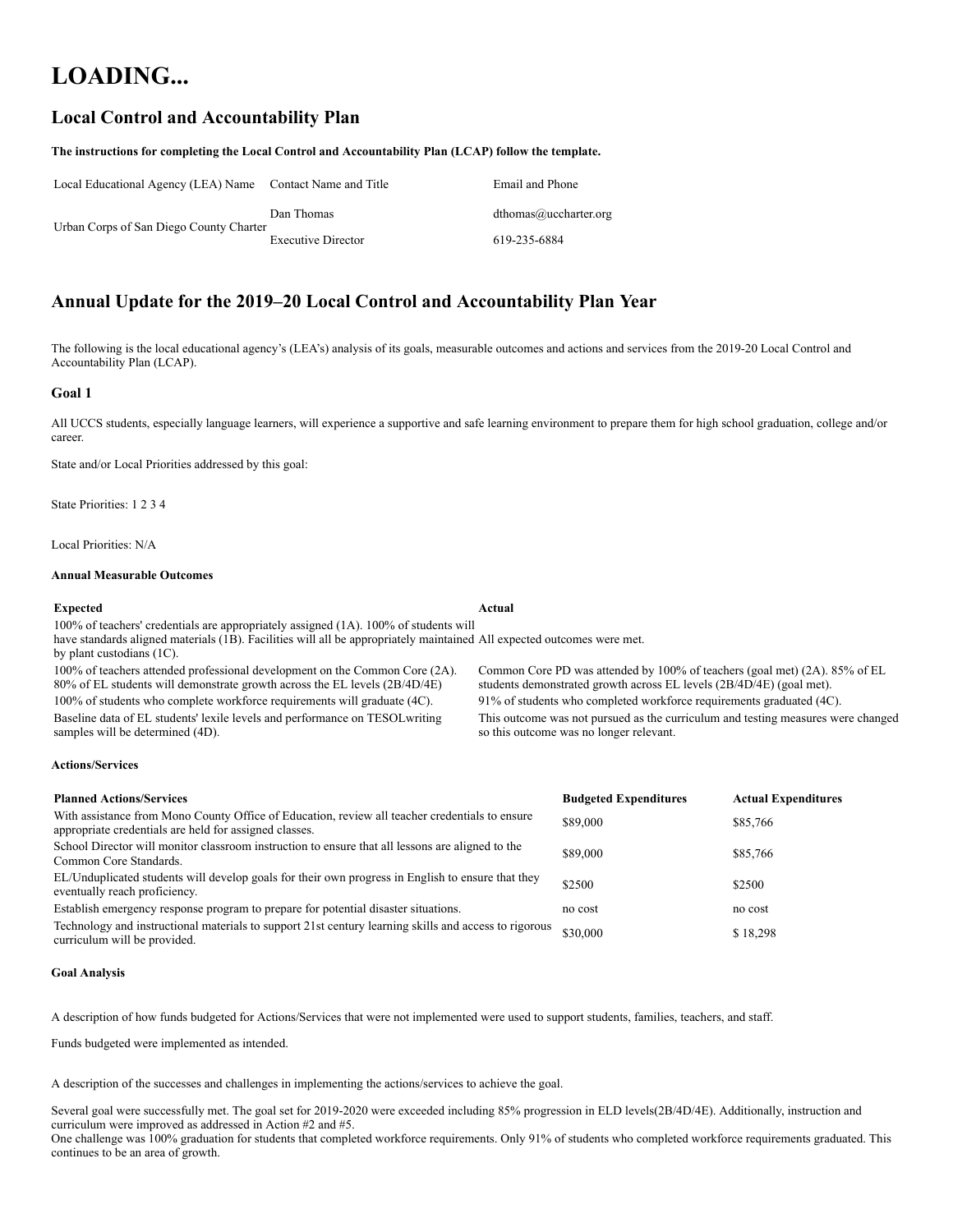# LOADING...

## Local Control and Accountability Plan

**The instructions for completing the Local Control and Accountability Plan (LCAP) follow the template.**

| Local Educational Agency (LEA) Name | Contact Name and Title | Email and Phone |
|---|---|---|
| Urban Corps of San Diego County Charter | Dan Thomas<br>Executive Director | dthomas@uccharter.org<br>619-235-6884 |

## Annual Update for the 2019–20 Local Control and Accountability Plan Year

The following is the local educational agency's (LEA's) analysis of its goals, measurable outcomes and actions and services from the 2019-20 Local Control and Accountability Plan (LCAP).

### Goal 1

All UCCS students, especially language learners, will experience a supportive and safe learning environment to prepare them for high school graduation, college and/or career.

State and/or Local Priorities addressed by this goal:

State Priorities: 1 2 3 4

Local Priorities: N/A

#### Annual Measurable Outcomes

| Expected | Actual |
|---|---|
| 100% of teachers' credentials are appropriately assigned (1A). 100% of students will have standards aligned materials (1B). Facilities will all be appropriately maintained by plant custodians (1C). | All expected outcomes were met. |
| 100% of teachers attended professional development on the Common Core (2A). 80% of EL students will demonstrate growth across the EL levels (2B/4D/4E) | Common Core PD was attended by 100% of teachers (goal met) (2A). 85% of EL students demonstrated growth across EL levels (2B/4D/4E) (goal met). |
| 100% of students who complete workforce requirements will graduate (4C). | 91% of students who completed workforce requirements graduated (4C). |
| Baseline data of EL students' lexile levels and performance on TESOLwriting samples will be determined (4D). | This outcome was not pursued as the curriculum and testing measures were changed so this outcome was no longer relevant. |

#### Actions/Services

| Planned Actions/Services | Budgeted Expenditures | Actual Expenditures |
|---|---|---|
| With assistance from Mono County Office of Education, review all teacher credentials to ensure appropriate credentials are held for assigned classes. | $89,000 | $85,766 |
| School Director will monitor classroom instruction to ensure that all lessons are aligned to the Common Core Standards. | $89,000 | $85,766 |
| EL/Unduplicated students will develop goals for their own progress in English to ensure that they eventually reach proficiency. | $2500 | $2500 |
| Establish emergency response program to prepare for potential disaster situations. | no cost | no cost |
| Technology and instructional materials to support 21st century learning skills and access to rigorous curriculum will be provided. | $30,000 | $ 18,298 |

#### Goal Analysis

A description of how funds budgeted for Actions/Services that were not implemented were used to support students, families, teachers, and staff.

Funds budgeted were implemented as intended.

A description of the successes and challenges in implementing the actions/services to achieve the goal.

Several goal were successfully met. The goal set for 2019-2020 were exceeded including 85% progression in ELD levels(2B/4D/4E). Additionally, instruction and curriculum were improved as addressed in Action #2 and #5.
One challenge was 100% graduation for students that completed workforce requirements. Only 91% of students who completed workforce requirements graduated. This continues to be an area of growth.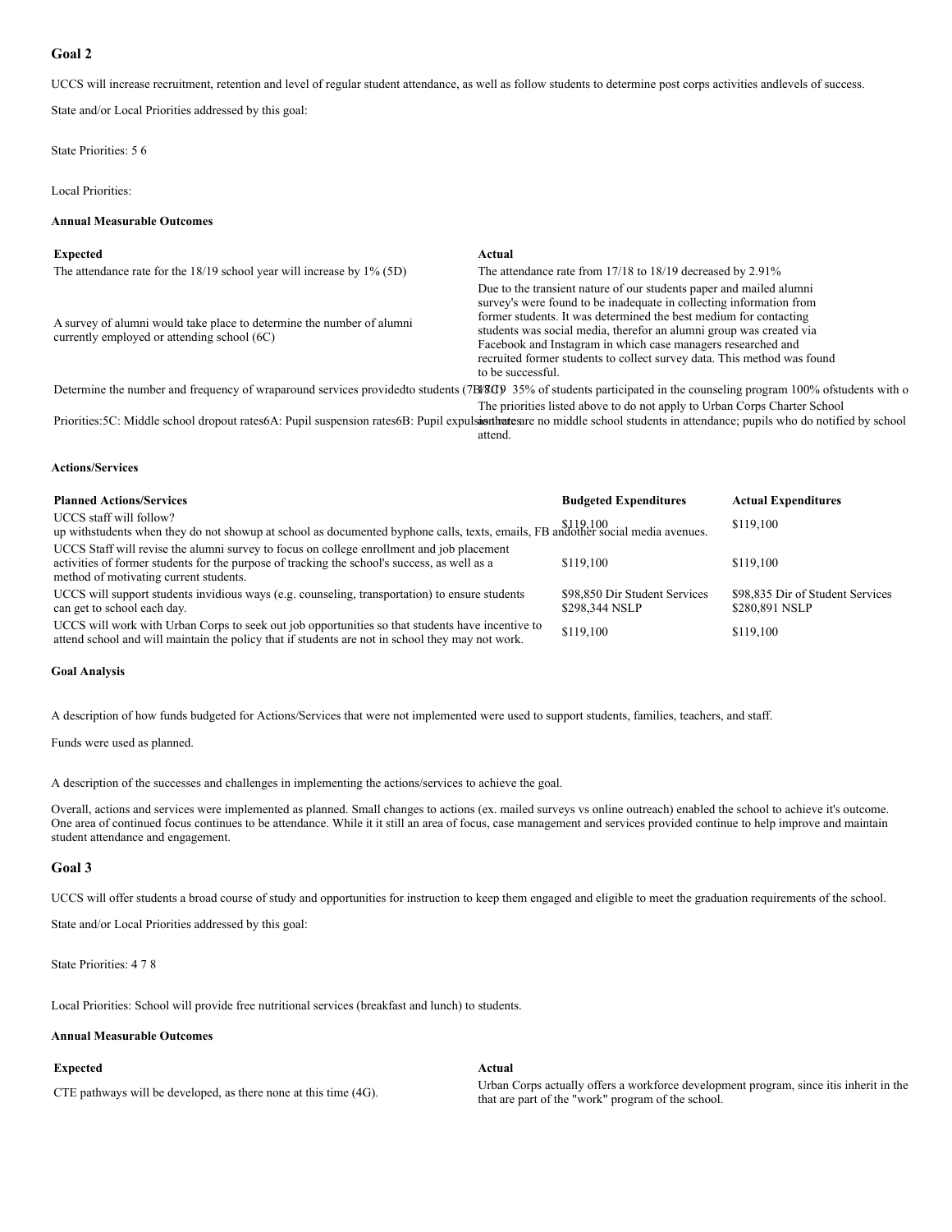## Goal 2

UCCS will increase recruitment, retention and level of regular student attendance, as well as follow students to determine post corps activities andlevels of success.

State and/or Local Priorities addressed by this goal:

State Priorities: 5 6

Local Priorities:

#### Annual Measurable Outcomes

| Expected | Actual |
|---|---|
| The attendance rate for the 18/19 school year will increase by 1% (5D) | The attendance rate from 17/18 to 18/19 decreased by 2.91% |
| A survey of alumni would take place to determine the number of alumni currently employed or attending school (6C) | Due to the transient nature of our students paper and mailed alumni survey's were found to be inadequate in collecting information from former students. It was determined the best medium for contacting students was social media, therefor an alumni group was created via Facebook and Instagram in which case managers researched and recruited former students to collect survey data. This method was found to be successful. |
| Determine the number and frequency of wraparound services providedto students (7B/7C) | 18/19 35% of students participated in the counseling program 100% ofstudents with o |
| Priorities:5C: Middle school dropout rates6A: Pupil suspension rates6B: Pupil expulsion rates | The priorities listed above to do not apply to Urban Corps Charter School as there are no middle school students in attendance; pupils who do notified by school attend. |

#### Actions/Services

| Planned Actions/Services | Budgeted Expenditures | Actual Expenditures |
|---|---|---|
| UCCS staff will follow? up withstudents when they do not showup at school as documented byphone calls, texts, emails, FB andother social media avenues. | $119,100 | $119,100 |
| UCCS Staff will revise the alumni survey to focus on college enrollment and job placement activities of former students for the purpose of tracking the school's success, as well as a method of motivating current students. | $119,100 | $119,100 |
| UCCS will support students invidious ways (e.g. counseling, transportation) to ensure students can get to school each day. | $98,850 Dir Student Services $298,344 NSLP | $98,835 Dir of Student Services $280,891 NSLP |
| UCCS will work with Urban Corps to seek out job opportunities so that students have incentive to attend school and will maintain the policy that if students are not in school they may not work. | $119,100 | $119,100 |

#### Goal Analysis

A description of how funds budgeted for Actions/Services that were not implemented were used to support students, families, teachers, and staff.

Funds were used as planned.

A description of the successes and challenges in implementing the actions/services to achieve the goal.

Overall, actions and services were implemented as planned. Small changes to actions (ex. mailed surveys vs online outreach) enabled the school to achieve it's outcome. One area of continued focus continues to be attendance. While it it still an area of focus, case management and services provided continue to help improve and maintain student attendance and engagement.

## Goal 3

UCCS will offer students a broad course of study and opportunities for instruction to keep them engaged and eligible to meet the graduation requirements of the school.

State and/or Local Priorities addressed by this goal:

State Priorities: 4 7 8

Local Priorities: School will provide free nutritional services (breakfast and lunch) to students.

#### Annual Measurable Outcomes

| Expected | Actual |
|---|---|
| CTE pathways will be developed, as there none at this time (4G). | Urban Corps actually offers a workforce development program, since itis inherit in the that are part of the "work" program of the school. |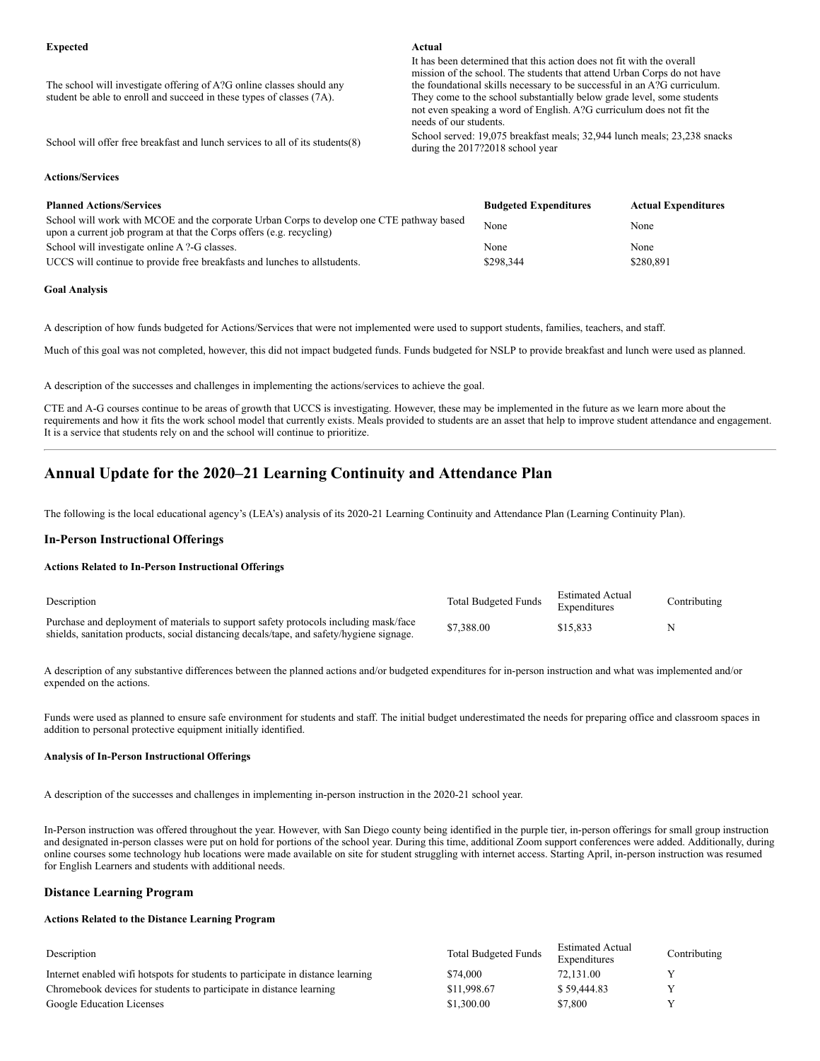| Expected | Actual |
| --- | --- |
| The school will investigate offering of A?G online classes should any student be able to enroll and succeed in these types of classes (7A). | It has been determined that this action does not fit with the overall mission of the school. The students that attend Urban Corps do not have the foundational skills necessary to be successful in an A?G curriculum. They come to the school substantially below grade level, some students not even speaking a word of English. A?G curriculum does not fit the needs of our students. |
| School will offer free breakfast and lunch services to all of its students(8) | School served: 19,075 breakfast meals; 32,944 lunch meals; 23,238 snacks during the 2017?2018 school year |

#### Actions/Services

| Planned Actions/Services | Budgeted Expenditures | Actual Expenditures |
| --- | --- | --- |
| School will work with MCOE and the corporate Urban Corps to develop one CTE pathway based upon a current job program at that the Corps offers (e.g. recycling) | None | None |
| School will investigate online A ?-G classes. | None | None |
| UCCS will continue to provide free breakfasts and lunches to allstudents. | $298,344 | $280,891 |

#### Goal Analysis

A description of how funds budgeted for Actions/Services that were not implemented were used to support students, families, teachers, and staff.

Much of this goal was not completed, however, this did not impact budgeted funds. Funds budgeted for NSLP to provide breakfast and lunch were used as planned.

A description of the successes and challenges in implementing the actions/services to achieve the goal.

CTE and A-G courses continue to be areas of growth that UCCS is investigating. However, these may be implemented in the future as we learn more about the requirements and how it fits the work school model that currently exists. Meals provided to students are an asset that help to improve student attendance and engagement. It is a service that students rely on and the school will continue to prioritize.

---

## Annual Update for the 2020–21 Learning Continuity and Attendance Plan

The following is the local educational agency's (LEA's) analysis of its 2020-21 Learning Continuity and Attendance Plan (Learning Continuity Plan).

### In-Person Instructional Offerings

#### Actions Related to In-Person Instructional Offerings

| Description | Total Budgeted Funds | Estimated Actual Expenditures | Contributing |
| --- | --- | --- | --- |
| Purchase and deployment of materials to support safety protocols including mask/face shields, sanitation products, social distancing decals/tape, and safety/hygiene signage. | $7,388.00 | $15,833 | N |

A description of any substantive differences between the planned actions and/or budgeted expenditures for in-person instruction and what was implemented and/or expended on the actions.

Funds were used as planned to ensure safe environment for students and staff. The initial budget underestimated the needs for preparing office and classroom spaces in addition to personal protective equipment initially identified.

#### Analysis of In-Person Instructional Offerings

A description of the successes and challenges in implementing in-person instruction in the 2020-21 school year.

In-Person instruction was offered throughout the year. However, with San Diego county being identified in the purple tier, in-person offerings for small group instruction and designated in-person classes were put on hold for portions of the school year. During this time, additional Zoom support conferences were added. Additionally, during online courses some technology hub locations were made available on site for student struggling with internet access. Starting April, in-person instruction was resumed for English Learners and students with additional needs.

### Distance Learning Program

#### Actions Related to the Distance Learning Program

| Description | Total Budgeted Funds | Estimated Actual Expenditures | Contributing |
| --- | --- | --- | --- |
| Internet enabled wifi hotspots for students to participate in distance learning | $74,000 | 72,131.00 | Y |
| Chromebook devices for students to participate in distance learning | $11,998.67 | $ 59,444.83 | Y |
| Google Education Licenses | $1,300.00 | $7,800 | Y |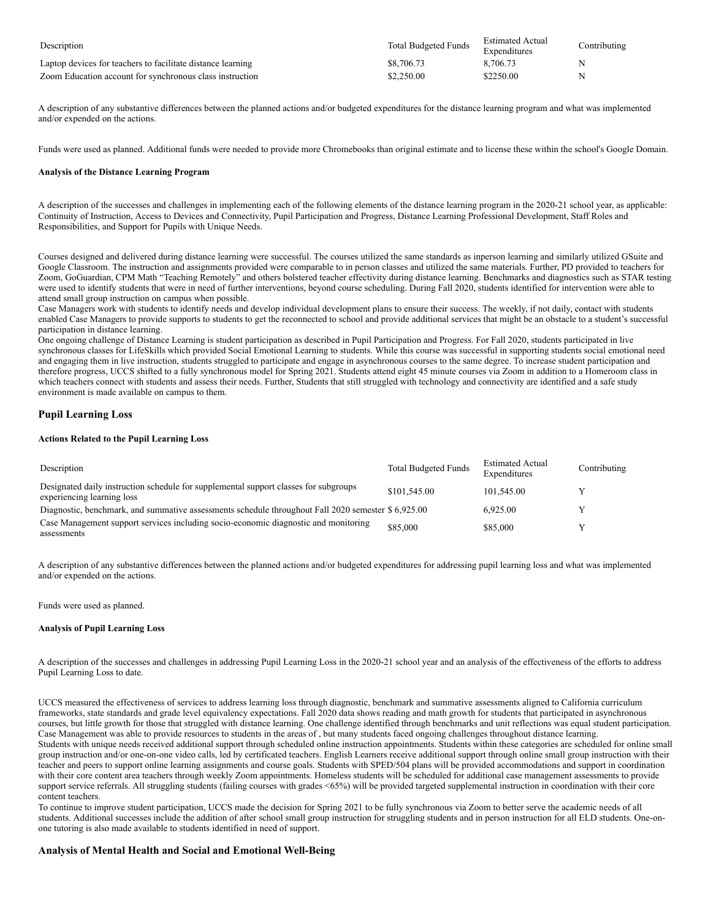| Description | Total Budgeted Funds | Estimated Actual Expenditures | Contributing |
| --- | --- | --- | --- |
| Laptop devices for teachers to facilitate distance learning | $8,706.73 | 8,706.73 | N |
| Zoom Education account for synchronous class instruction | $2,250.00 | $2250.00 | N |

A description of any substantive differences between the planned actions and/or budgeted expenditures for the distance learning program and what was implemented and/or expended on the actions.

Funds were used as planned. Additional funds were needed to provide more Chromebooks than original estimate and to license these within the school's Google Domain.

#### Analysis of the Distance Learning Program

A description of the successes and challenges in implementing each of the following elements of the distance learning program in the 2020-21 school year, as applicable: Continuity of Instruction, Access to Devices and Connectivity, Pupil Participation and Progress, Distance Learning Professional Development, Staff Roles and Responsibilities, and Support for Pupils with Unique Needs.

Courses designed and delivered during distance learning were successful. The courses utilized the same standards as inperson learning and similarly utilized GSuite and Google Classroom. The instruction and assignments provided were comparable to in person classes and utilized the same materials. Further, PD provided to teachers for Zoom, GoGuardian, CPM Math "Teaching Remotely" and others bolstered teacher effectivity during distance learning. Benchmarks and diagnostics such as STAR testing were used to identify students that were in need of further interventions, beyond course scheduling. During Fall 2020, students identified for intervention were able to attend small group instruction on campus when possible.
Case Managers work with students to identify needs and develop individual development plans to ensure their success. The weekly, if not daily, contact with students enabled Case Managers to provide supports to students to get the reconnected to school and provide additional services that might be an obstacle to a student's successful participation in distance learning.
One ongoing challenge of Distance Learning is student participation as described in Pupil Participation and Progress. For Fall 2020, students participated in live synchronous classes for LifeSkills which provided Social Emotional Learning to students. While this course was successful in supporting students social emotional need and engaging them in live instruction, students struggled to participate and engage in asynchronous courses to the same degree. To increase student participation and therefore progress, UCCS shifted to a fully synchronous model for Spring 2021. Students attend eight 45 minute courses via Zoom in addition to a Homeroom class in which teachers connect with students and assess their needs. Further, Students that still struggled with technology and connectivity are identified and a safe study environment is made available on campus to them.

## Pupil Learning Loss

#### Actions Related to the Pupil Learning Loss

| Description | Total Budgeted Funds | Estimated Actual Expenditures | Contributing |
| --- | --- | --- | --- |
| Designated daily instruction schedule for supplemental support classes for subgroups experiencing learning loss | $101,545.00 | 101,545.00 | Y |
| Diagnostic, benchmark, and summative assessments schedule throughout Fall 2020 semester | $ 6,925.00 | 6,925.00 | Y |
| Case Management support services including socio-economic diagnostic and monitoring assessments | $85,000 | $85,000 | Y |

A description of any substantive differences between the planned actions and/or budgeted expenditures for addressing pupil learning loss and what was implemented and/or expended on the actions.

Funds were used as planned.

#### Analysis of Pupil Learning Loss

A description of the successes and challenges in addressing Pupil Learning Loss in the 2020-21 school year and an analysis of the effectiveness of the efforts to address Pupil Learning Loss to date.

UCCS measured the effectiveness of services to address learning loss through diagnostic, benchmark and summative assessments aligned to California curriculum frameworks, state standards and grade level equivalency expectations. Fall 2020 data shows reading and math growth for students that participated in asynchronous courses, but little growth for those that struggled with distance learning. One challenge identified through benchmarks and unit reflections was equal student participation. Case Management was able to provide resources to students in the areas of , but many students faced ongoing challenges throughout distance learning.
Students with unique needs received additional support through scheduled online instruction appointments. Students within these categories are scheduled for online small group instruction and/or one-on-one video calls, led by certificated teachers. English Learners receive additional support through online small group instruction with their teacher and peers to support online learning assignments and course goals. Students with SPED/504 plans will be provided accommodations and support in coordination with their core content area teachers through weekly Zoom appointments. Homeless students will be scheduled for additional case management assessments to provide support service referrals. All struggling students (failing courses with grades <65%) will be provided targeted supplemental instruction in coordination with their core content teachers.
To continue to improve student participation, UCCS made the decision for Spring 2021 to be fully synchronous via Zoom to better serve the academic needs of all students. Additional successes include the addition of after school small group instruction for struggling students and in person instruction for all ELD students. One-on-one tutoring is also made available to students identified in need of support.

## Analysis of Mental Health and Social and Emotional Well-Being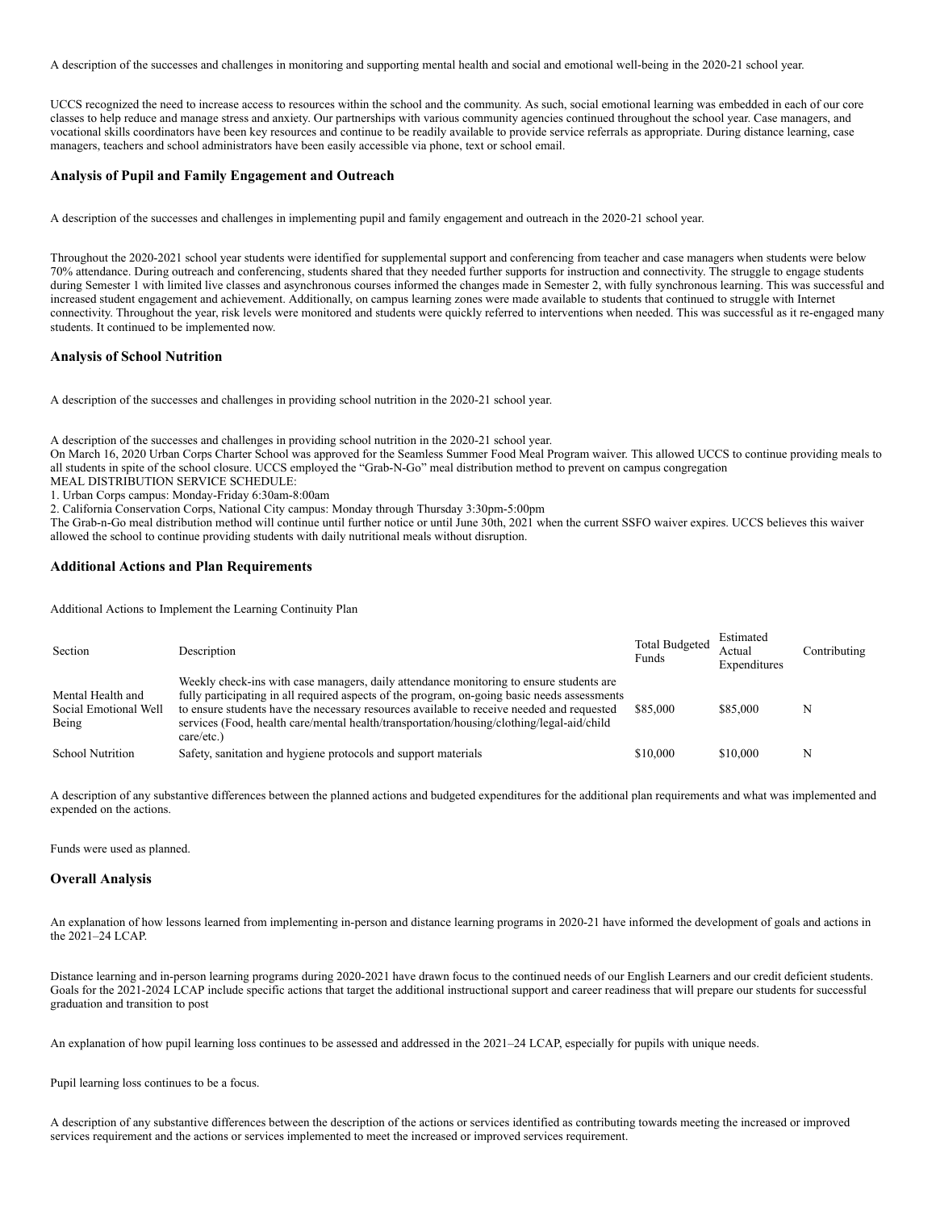A description of the successes and challenges in monitoring and supporting mental health and social and emotional well-being in the 2020-21 school year.

UCCS recognized the need to increase access to resources within the school and the community. As such, social emotional learning was embedded in each of our core classes to help reduce and manage stress and anxiety. Our partnerships with various community agencies continued throughout the school year. Case managers, and vocational skills coordinators have been key resources and continue to be readily available to provide service referrals as appropriate. During distance learning, case managers, teachers and school administrators have been easily accessible via phone, text or school email.

### Analysis of Pupil and Family Engagement and Outreach

A description of the successes and challenges in implementing pupil and family engagement and outreach in the 2020-21 school year.

Throughout the 2020-2021 school year students were identified for supplemental support and conferencing from teacher and case managers when students were below 70% attendance. During outreach and conferencing, students shared that they needed further supports for instruction and connectivity. The struggle to engage students during Semester 1 with limited live classes and asynchronous courses informed the changes made in Semester 2, with fully synchronous learning. This was successful and increased student engagement and achievement. Additionally, on campus learning zones were made available to students that continued to struggle with Internet connectivity. Throughout the year, risk levels were monitored and students were quickly referred to interventions when needed. This was successful as it re-engaged many students. It continued to be implemented now.

### Analysis of School Nutrition

A description of the successes and challenges in providing school nutrition in the 2020-21 school year.

A description of the successes and challenges in providing school nutrition in the 2020-21 school year.
On March 16, 2020 Urban Corps Charter School was approved for the Seamless Summer Food Meal Program waiver. This allowed UCCS to continue providing meals to all students in spite of the school closure. UCCS employed the "Grab-N-Go" meal distribution method to prevent on campus congregation
MEAL DISTRIBUTION SERVICE SCHEDULE:
1. Urban Corps campus: Monday-Friday 6:30am-8:00am
2. California Conservation Corps, National City campus: Monday through Thursday 3:30pm-5:00pm
The Grab-n-Go meal distribution method will continue until further notice or until June 30th, 2021 when the current SSFO waiver expires. UCCS believes this waiver allowed the school to continue providing students with daily nutritional meals without disruption.

### Additional Actions and Plan Requirements

Additional Actions to Implement the Learning Continuity Plan

| Section | Description | Total Budgeted Funds | Estimated Actual Expenditures | Contributing |
|---|---|---|---|---|
| Mental Health and Social Emotional Well Being | Weekly check-ins with case managers, daily attendance monitoring to ensure students are fully participating in all required aspects of the program, on-going basic needs assessments to ensure students have the necessary resources available to receive needed and requested services (Food, health care/mental health/transportation/housing/clothing/legal-aid/child care/etc.) | $85,000 | $85,000 | N |
| School Nutrition | Safety, sanitation and hygiene protocols and support materials | $10,000 | $10,000 | N |

A description of any substantive differences between the planned actions and budgeted expenditures for the additional plan requirements and what was implemented and expended on the actions.

Funds were used as planned.

### Overall Analysis

An explanation of how lessons learned from implementing in-person and distance learning programs in 2020-21 have informed the development of goals and actions in the 2021–24 LCAP.

Distance learning and in-person learning programs during 2020-2021 have drawn focus to the continued needs of our English Learners and our credit deficient students. Goals for the 2021-2024 LCAP include specific actions that target the additional instructional support and career readiness that will prepare our students for successful graduation and transition to post

An explanation of how pupil learning loss continues to be assessed and addressed in the 2021–24 LCAP, especially for pupils with unique needs.

Pupil learning loss continues to be a focus.

A description of any substantive differences between the description of the actions or services identified as contributing towards meeting the increased or improved services requirement and the actions or services implemented to meet the increased or improved services requirement.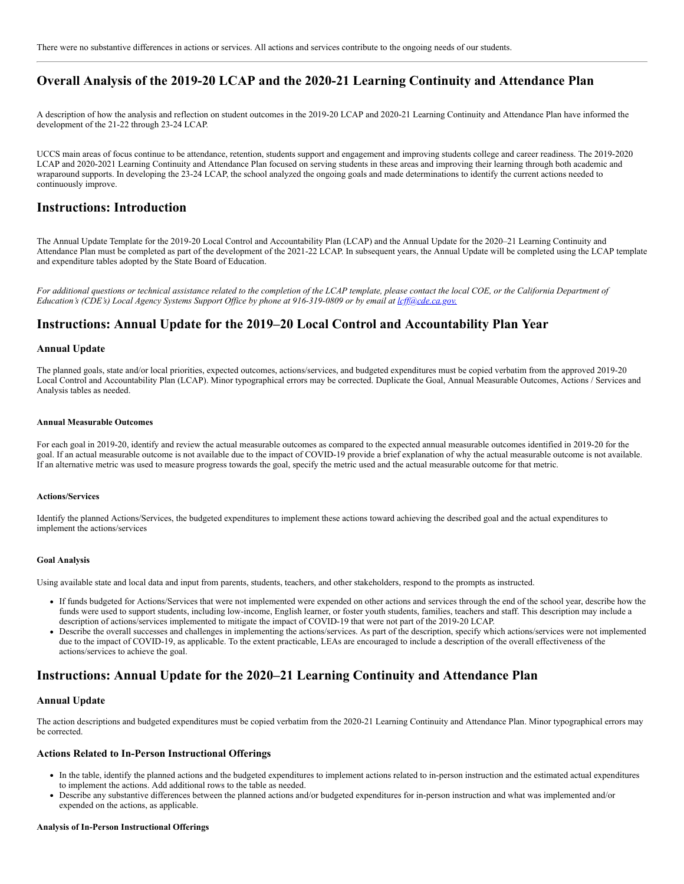There were no substantive differences in actions or services. All actions and services contribute to the ongoing needs of our students.

---

## Overall Analysis of the 2019-20 LCAP and the 2020-21 Learning Continuity and Attendance Plan

A description of how the analysis and reflection on student outcomes in the 2019-20 LCAP and 2020-21 Learning Continuity and Attendance Plan have informed the development of the 21-22 through 23-24 LCAP.

UCCS main areas of focus continue to be attendance, retention, students support and engagement and improving students college and career readiness. The 2019-2020 LCAP and 2020-2021 Learning Continuity and Attendance Plan focused on serving students in these areas and improving their learning through both academic and wraparound supports. In developing the 23-24 LCAP, the school analyzed the ongoing goals and made determinations to identify the current actions needed to continuously improve.

## Instructions: Introduction

The Annual Update Template for the 2019-20 Local Control and Accountability Plan (LCAP) and the Annual Update for the 2020–21 Learning Continuity and Attendance Plan must be completed as part of the development of the 2021-22 LCAP. In subsequent years, the Annual Update will be completed using the LCAP template and expenditure tables adopted by the State Board of Education.

*For additional questions or technical assistance related to the completion of the LCAP template, please contact the local COE, or the California Department of Education's (CDE's) Local Agency Systems Support Office by phone at 916-319-0809 or by email at [lcff@cde.ca.gov.](mailto:lcff@cde.ca.gov)*

## Instructions: Annual Update for the 2019–20 Local Control and Accountability Plan Year

### Annual Update

The planned goals, state and/or local priorities, expected outcomes, actions/services, and budgeted expenditures must be copied verbatim from the approved 2019-20 Local Control and Accountability Plan (LCAP). Minor typographical errors may be corrected. Duplicate the Goal, Annual Measurable Outcomes, Actions / Services and Analysis tables as needed.

#### Annual Measurable Outcomes

For each goal in 2019-20, identify and review the actual measurable outcomes as compared to the expected annual measurable outcomes identified in 2019-20 for the goal. If an actual measurable outcome is not available due to the impact of COVID-19 provide a brief explanation of why the actual measurable outcome is not available. If an alternative metric was used to measure progress towards the goal, specify the metric used and the actual measurable outcome for that metric.

#### Actions/Services

Identify the planned Actions/Services, the budgeted expenditures to implement these actions toward achieving the described goal and the actual expenditures to implement the actions/services

#### Goal Analysis

Using available state and local data and input from parents, students, teachers, and other stakeholders, respond to the prompts as instructed.

- If funds budgeted for Actions/Services that were not implemented were expended on other actions and services through the end of the school year, describe how the funds were used to support students, including low-income, English learner, or foster youth students, families, teachers and staff. This description may include a description of actions/services implemented to mitigate the impact of COVID-19 that were not part of the 2019-20 LCAP.
- Describe the overall successes and challenges in implementing the actions/services. As part of the description, specify which actions/services were not implemented due to the impact of COVID-19, as applicable. To the extent practicable, LEAs are encouraged to include a description of the overall effectiveness of the actions/services to achieve the goal.

## Instructions: Annual Update for the 2020–21 Learning Continuity and Attendance Plan

### Annual Update

The action descriptions and budgeted expenditures must be copied verbatim from the 2020-21 Learning Continuity and Attendance Plan. Minor typographical errors may be corrected.

### Actions Related to In-Person Instructional Offerings

- In the table, identify the planned actions and the budgeted expenditures to implement actions related to in-person instruction and the estimated actual expenditures to implement the actions. Add additional rows to the table as needed.
- Describe any substantive differences between the planned actions and/or budgeted expenditures for in-person instruction and what was implemented and/or expended on the actions, as applicable.

#### Analysis of In-Person Instructional Offerings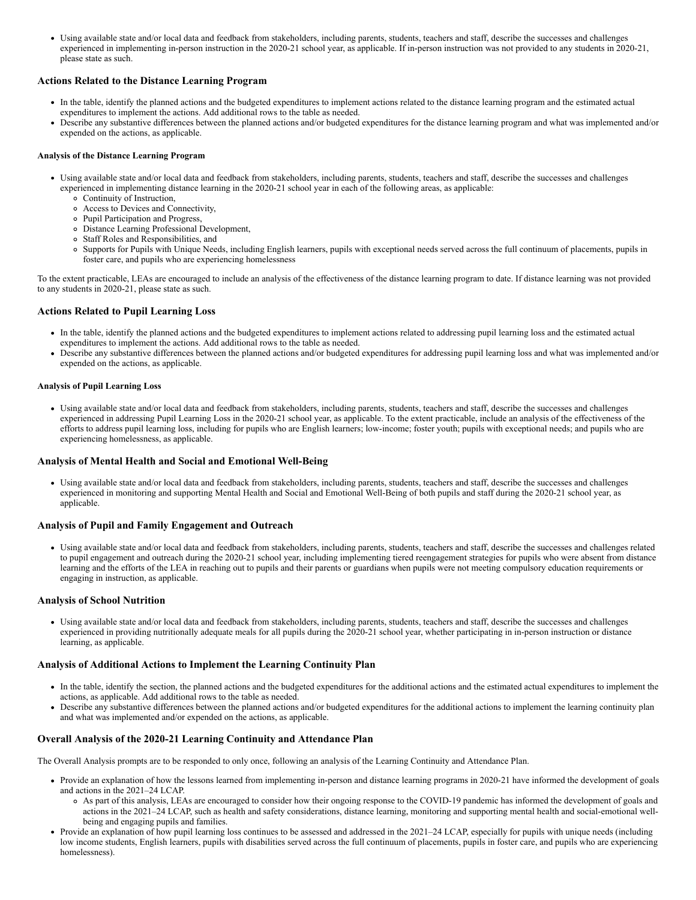- Using available state and/or local data and feedback from stakeholders, including parents, students, teachers and staff, describe the successes and challenges experienced in implementing in-person instruction in the 2020-21 school year, as applicable. If in-person instruction was not provided to any students in 2020-21, please state as such.

## Actions Related to the Distance Learning Program

- In the table, identify the planned actions and the budgeted expenditures to implement actions related to the distance learning program and the estimated actual expenditures to implement the actions. Add additional rows to the table as needed.
- Describe any substantive differences between the planned actions and/or budgeted expenditures for the distance learning program and what was implemented and/or expended on the actions, as applicable.

#### Analysis of the Distance Learning Program

- Using available state and/or local data and feedback from stakeholders, including parents, students, teachers and staff, describe the successes and challenges experienced in implementing distance learning in the 2020-21 school year in each of the following areas, as applicable:
  - Continuity of Instruction,
  - Access to Devices and Connectivity,
  - Pupil Participation and Progress,
  - Distance Learning Professional Development,
  - Staff Roles and Responsibilities, and
  - Supports for Pupils with Unique Needs, including English learners, pupils with exceptional needs served across the full continuum of placements, pupils in foster care, and pupils who are experiencing homelessness

To the extent practicable, LEAs are encouraged to include an analysis of the effectiveness of the distance learning program to date. If distance learning was not provided to any students in 2020-21, please state as such.

## Actions Related to Pupil Learning Loss

- In the table, identify the planned actions and the budgeted expenditures to implement actions related to addressing pupil learning loss and the estimated actual expenditures to implement the actions. Add additional rows to the table as needed.
- Describe any substantive differences between the planned actions and/or budgeted expenditures for addressing pupil learning loss and what was implemented and/or expended on the actions, as applicable.

#### Analysis of Pupil Learning Loss

- Using available state and/or local data and feedback from stakeholders, including parents, students, teachers and staff, describe the successes and challenges experienced in addressing Pupil Learning Loss in the 2020-21 school year, as applicable. To the extent practicable, include an analysis of the effectiveness of the efforts to address pupil learning loss, including for pupils who are English learners; low-income; foster youth; pupils with exceptional needs; and pupils who are experiencing homelessness, as applicable.

## Analysis of Mental Health and Social and Emotional Well-Being

- Using available state and/or local data and feedback from stakeholders, including parents, students, teachers and staff, describe the successes and challenges experienced in monitoring and supporting Mental Health and Social and Emotional Well-Being of both pupils and staff during the 2020-21 school year, as applicable.

## Analysis of Pupil and Family Engagement and Outreach

- Using available state and/or local data and feedback from stakeholders, including parents, students, teachers and staff, describe the successes and challenges related to pupil engagement and outreach during the 2020-21 school year, including implementing tiered reengagement strategies for pupils who were absent from distance learning and the efforts of the LEA in reaching out to pupils and their parents or guardians when pupils were not meeting compulsory education requirements or engaging in instruction, as applicable.

## Analysis of School Nutrition

- Using available state and/or local data and feedback from stakeholders, including parents, students, teachers and staff, describe the successes and challenges experienced in providing nutritionally adequate meals for all pupils during the 2020-21 school year, whether participating in in-person instruction or distance learning, as applicable.

## Analysis of Additional Actions to Implement the Learning Continuity Plan

- In the table, identify the section, the planned actions and the budgeted expenditures for the additional actions and the estimated actual expenditures to implement the actions, as applicable. Add additional rows to the table as needed.
- Describe any substantive differences between the planned actions and/or budgeted expenditures for the additional actions to implement the learning continuity plan and what was implemented and/or expended on the actions, as applicable.

## Overall Analysis of the 2020-21 Learning Continuity and Attendance Plan

The Overall Analysis prompts are to be responded to only once, following an analysis of the Learning Continuity and Attendance Plan.

- Provide an explanation of how the lessons learned from implementing in-person and distance learning programs in 2020-21 have informed the development of goals and actions in the 2021–24 LCAP.
  - As part of this analysis, LEAs are encouraged to consider how their ongoing response to the COVID-19 pandemic has informed the development of goals and actions in the 2021–24 LCAP, such as health and safety considerations, distance learning, monitoring and supporting mental health and social-emotional well-being and engaging pupils and families.
- Provide an explanation of how pupil learning loss continues to be assessed and addressed in the 2021–24 LCAP, especially for pupils with unique needs (including low income students, English learners, pupils with disabilities served across the full continuum of placements, pupils in foster care, and pupils who are experiencing homelessness).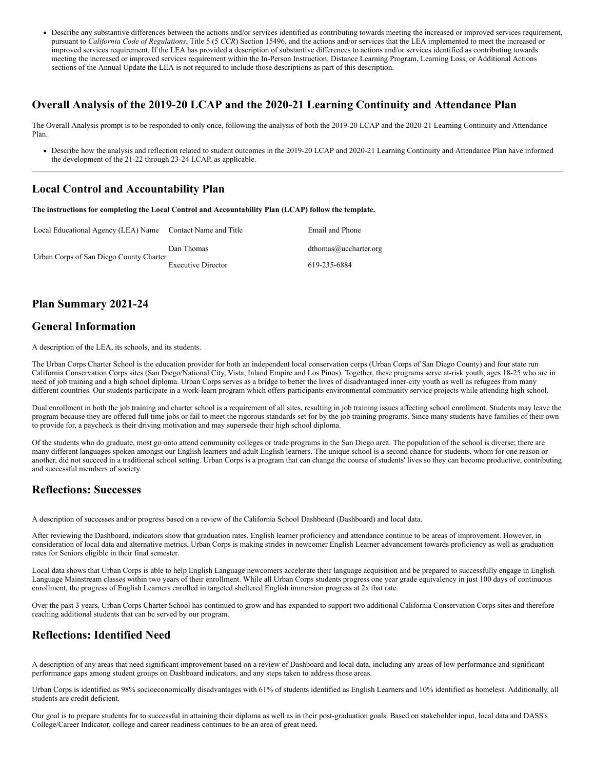- Describe any substantive differences between the actions and/or services identified as contributing towards meeting the increased or improved services requirement, pursuant to *California Code of Regulations*, Title 5 (5 *CCR*) Section 15496, and the actions and/or services that the LEA implemented to meet the increased or improved services requirement. If the LEA has provided a description of substantive differences to actions and/or services identified as contributing towards meeting the increased or improved services requirement within the In-Person Instruction, Distance Learning Program, Learning Loss, or Additional Actions sections of the Annual Update the LEA is not required to include those descriptions as part of this description.

## Overall Analysis of the 2019-20 LCAP and the 2020-21 Learning Continuity and Attendance Plan

The Overall Analysis prompt is to be responded to only once, following the analysis of both the 2019-20 LCAP and the 2020-21 Learning Continuity and Attendance Plan.

- Describe how the analysis and reflection related to student outcomes in the 2019-20 LCAP and 2020-21 Learning Continuity and Attendance Plan have informed the development of the 21-22 through 23-24 LCAP, as applicable.

---

## Local Control and Accountability Plan

**The instructions for completing the Local Control and Accountability Plan (LCAP) follow the template.**

| Local Educational Agency (LEA) Name | Contact Name and Title | Email and Phone |
|---|---|---|
| Urban Corps of San Diego County Charter | Dan Thomas<br>Executive Director | dthomas@uccharter.org<br>619-235-6884 |

## Plan Summary 2021-24

## General Information

A description of the LEA, its schools, and its students.

The Urban Corps Charter School is the education provider for both an independent local conservation corps (Urban Corps of San Diego County) and four state run California Conservation Corps sites (San Diego/National City, Vista, Inland Empire and Los Pinos). Together, these programs serve at-risk youth, ages 18-25 who are in need of job training and a high school diploma. Urban Corps serves as a bridge to better the lives of disadvantaged inner-city youth as well as refugees from many different countries. Our students participate in a work-learn program which offers participants environmental community service projects while attending high school.

Dual enrollment in both the job training and charter school is a requirement of all sites, resulting in job training issues affecting school enrollment. Students may leave the program because they are offered full time jobs or fail to meet the rigorous standards set for by the job training programs. Since many students have families of their own to provide for, a paycheck is their driving motivation and may supersede their high school diploma.

Of the students who do graduate, most go onto attend community colleges or trade programs in the San Diego area. The population of the school is diverse; there are many different languages spoken amongst our English learners and adult English learners. The unique school is a second chance for students, whom for one reason or another, did not succeed in a traditional school setting. Urban Corps is a program that can change the course of students' lives so they can become productive, contributing and successful members of society.

## Reflections: Successes

A description of successes and/or progress based on a review of the California School Dashboard (Dashboard) and local data.

After reviewing the Dashboard, indicators show that graduation rates, English learner proficiency and attendance continue to be areas of improvement. However, in consideration of local data and alternative metrics, Urban Corps is making strides in newcomer English Learner advancement towards proficiency as well as graduation rates for Seniors eligible in their final semester.

Local data shows that Urban Corps is able to help English Language newcomers accelerate their language acquisition and be prepared to successfully engage in English Language Mainstream classes within two years of their enrollment. While all Urban Corps students progress one year grade equivalency in just 100 days of continuous enrollment, the progress of English Learners enrolled in targeted sheltered English immersion progress at 2x that rate.

Over the past 3 years, Urban Corps Charter School has continued to grow and has expanded to support two additional California Conservation Corps sites and therefore reaching additional students that can be served by our program.

## Reflections: Identified Need

A description of any areas that need significant improvement based on a review of Dashboard and local data, including any areas of low performance and significant performance gaps among student groups on Dashboard indicators, and any steps taken to address those areas.

Urban Corps is identified as 98% socioeconomically disadvantages with 61% of students identified as English Learners and 10% identified as homeless. Additionally, all students are credit deficient.

Our goal is to prepare students for to successful in attaining their diploma as well as in their post-graduation goals. Based on stakeholder input, local data and DASS's College/Career Indicator, college and career readiness continues to be an area of great need.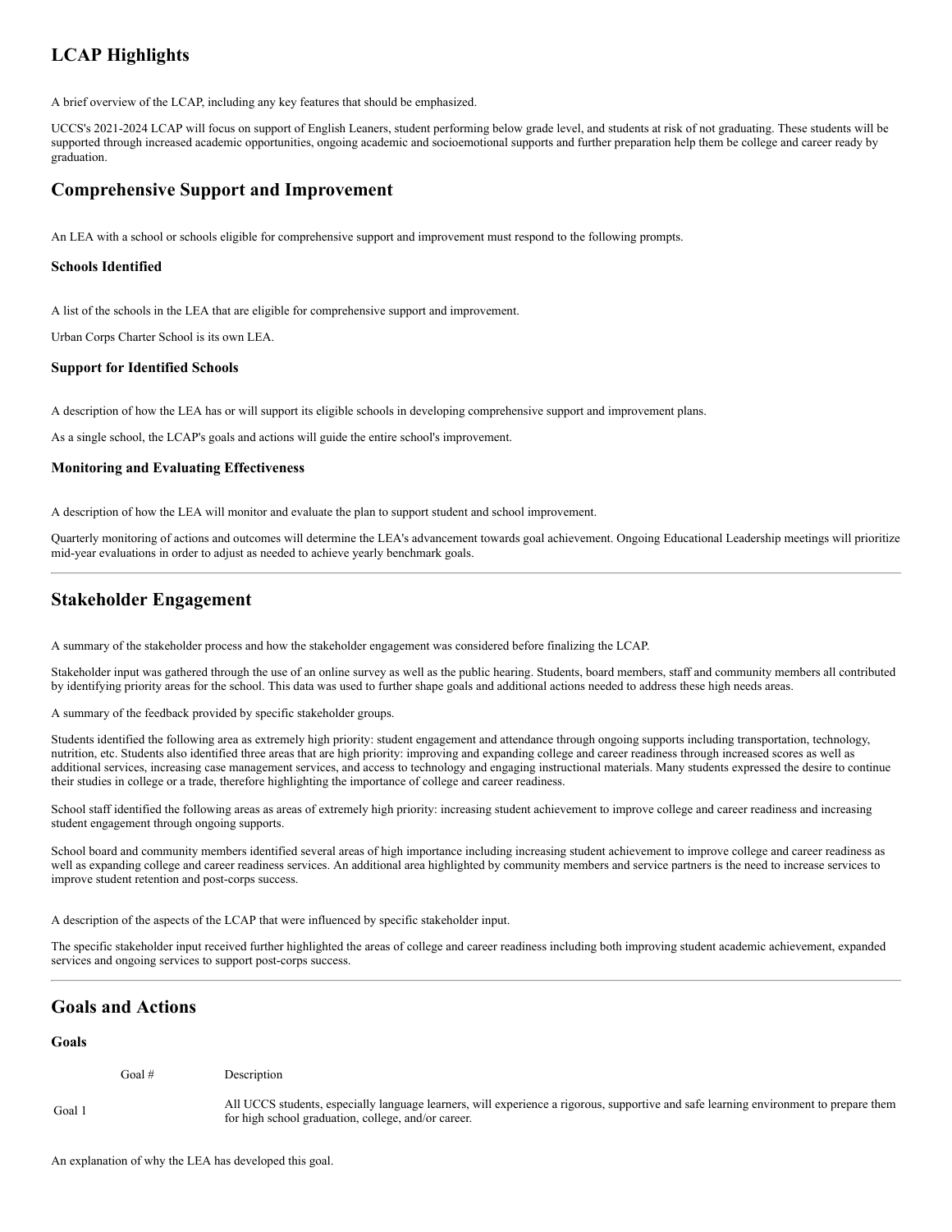## LCAP Highlights

A brief overview of the LCAP, including any key features that should be emphasized.

UCCS's 2021-2024 LCAP will focus on support of English Leaners, student performing below grade level, and students at risk of not graduating. These students will be supported through increased academic opportunities, ongoing academic and socioemotional supports and further preparation help them be college and career ready by graduation.

## Comprehensive Support and Improvement

An LEA with a school or schools eligible for comprehensive support and improvement must respond to the following prompts.

### Schools Identified

A list of the schools in the LEA that are eligible for comprehensive support and improvement.

Urban Corps Charter School is its own LEA.

### Support for Identified Schools

A description of how the LEA has or will support its eligible schools in developing comprehensive support and improvement plans.

As a single school, the LCAP's goals and actions will guide the entire school's improvement.

### Monitoring and Evaluating Effectiveness

A description of how the LEA will monitor and evaluate the plan to support student and school improvement.

Quarterly monitoring of actions and outcomes will determine the LEA's advancement towards goal achievement. Ongoing Educational Leadership meetings will prioritize mid-year evaluations in order to adjust as needed to achieve yearly benchmark goals.

---

## Stakeholder Engagement

A summary of the stakeholder process and how the stakeholder engagement was considered before finalizing the LCAP.

Stakeholder input was gathered through the use of an online survey as well as the public hearing. Students, board members, staff and community members all contributed by identifying priority areas for the school. This data was used to further shape goals and additional actions needed to address these high needs areas.

A summary of the feedback provided by specific stakeholder groups.

Students identified the following area as extremely high priority: student engagement and attendance through ongoing supports including transportation, technology, nutrition, etc. Students also identified three areas that are high priority: improving and expanding college and career readiness through increased scores as well as additional services, increasing case management services, and access to technology and engaging instructional materials. Many students expressed the desire to continue their studies in college or a trade, therefore highlighting the importance of college and career readiness.

School staff identified the following areas as areas of extremely high priority: increasing student achievement to improve college and career readiness and increasing student engagement through ongoing supports.

School board and community members identified several areas of high importance including increasing student achievement to improve college and career readiness as well as expanding college and career readiness services. An additional area highlighted by community members and service partners is the need to increase services to improve student retention and post-corps success.

A description of the aspects of the LCAP that were influenced by specific stakeholder input.

The specific stakeholder input received further highlighted the areas of college and career readiness including both improving student academic achievement, expanded services and ongoing services to support post-corps success.

---

## Goals and Actions

### Goals

| Goal # | Description |
| --- | --- |
| Goal 1 | All UCCS students, especially language learners, will experience a rigorous, supportive and safe learning environment to prepare them for high school graduation, college, and/or career. |

An explanation of why the LEA has developed this goal.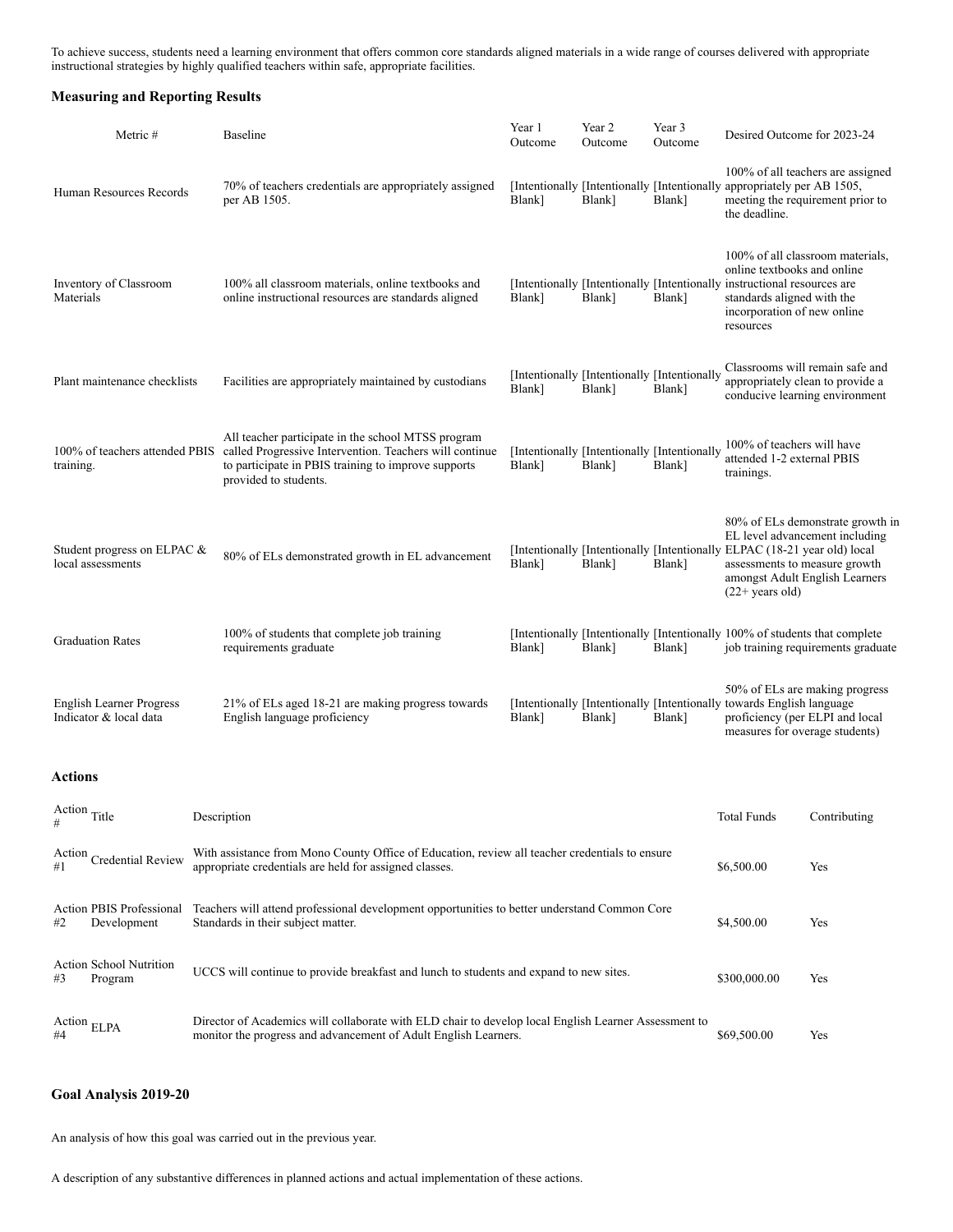To achieve success, students need a learning environment that offers common core standards aligned materials in a wide range of courses delivered with appropriate instructional strategies by highly qualified teachers within safe, appropriate facilities.

### Measuring and Reporting Results

| Metric # | Baseline | Year 1 Outcome | Year 2 Outcome | Year 3 Outcome | Desired Outcome for 2023-24 |
|---|---|---|---|---|---|
| Human Resources Records | 70% of teachers credentials are appropriately assigned per AB 1505. | [Intentionally Blank] | [Intentionally Blank] | [Intentionally Blank] | 100% of all teachers are assigned appropriately per AB 1505, meeting the requirement prior to the deadline. |
| Inventory of Classroom Materials | 100% all classroom materials, online textbooks and online instructional resources are standards aligned | [Intentionally Blank] | [Intentionally Blank] | [Intentionally Blank] | 100% of all classroom materials, online textbooks and online instructional resources are standards aligned with the incorporation of new online resources |
| Plant maintenance checklists | Facilities are appropriately maintained by custodians | [Intentionally Blank] | [Intentionally Blank] | [Intentionally Blank] | Classrooms will remain safe and appropriately clean to provide a conducive learning environment |
| 100% of teachers attended PBIS training. | All teacher participate in the school MTSS program called Progressive Intervention. Teachers will continue to participate in PBIS training to improve supports provided to students. | [Intentionally Blank] | [Intentionally Blank] | [Intentionally Blank] | 100% of teachers will have attended 1-2 external PBIS trainings. |
| Student progress on ELPAC & local assessments | 80% of ELs demonstrated growth in EL advancement | [Intentionally Blank] | [Intentionally Blank] | [Intentionally Blank] | 80% of ELs demonstrate growth in EL level advancement including ELPAC (18-21 year old) local assessments to measure growth amongst Adult English Learners (22+ years old) |
| Graduation Rates | 100% of students that complete job training requirements graduate | [Intentionally Blank] | [Intentionally Blank] | [Intentionally Blank] | 100% of students that complete job training requirements graduate |
| English Learner Progress Indicator & local data | 21% of ELs aged 18-21 are making progress towards English language proficiency | [Intentionally Blank] | [Intentionally Blank] | [Intentionally Blank] | 50% of ELs are making progress towards English language proficiency (per ELPI and local measures for overage students) |

### Actions

| Action # | Title | Description | Total Funds | Contributing |
|---|---|---|---|---|
| Action #1 | Credential Review | With assistance from Mono County Office of Education, review all teacher credentials to ensure appropriate credentials are held for assigned classes. | $6,500.00 | Yes |
| Action #2 | PBIS Professional Development | Teachers will attend professional development opportunities to better understand Common Core Standards in their subject matter. | $4,500.00 | Yes |
| Action #3 | School Nutrition Program | UCCS will continue to provide breakfast and lunch to students and expand to new sites. | $300,000.00 | Yes |
| Action #4 | ELPA | Director of Academics will collaborate with ELD chair to develop local English Learner Assessment to monitor the progress and advancement of Adult English Learners. | $69,500.00 | Yes |

### Goal Analysis 2019-20

An analysis of how this goal was carried out in the previous year.

A description of any substantive differences in planned actions and actual implementation of these actions.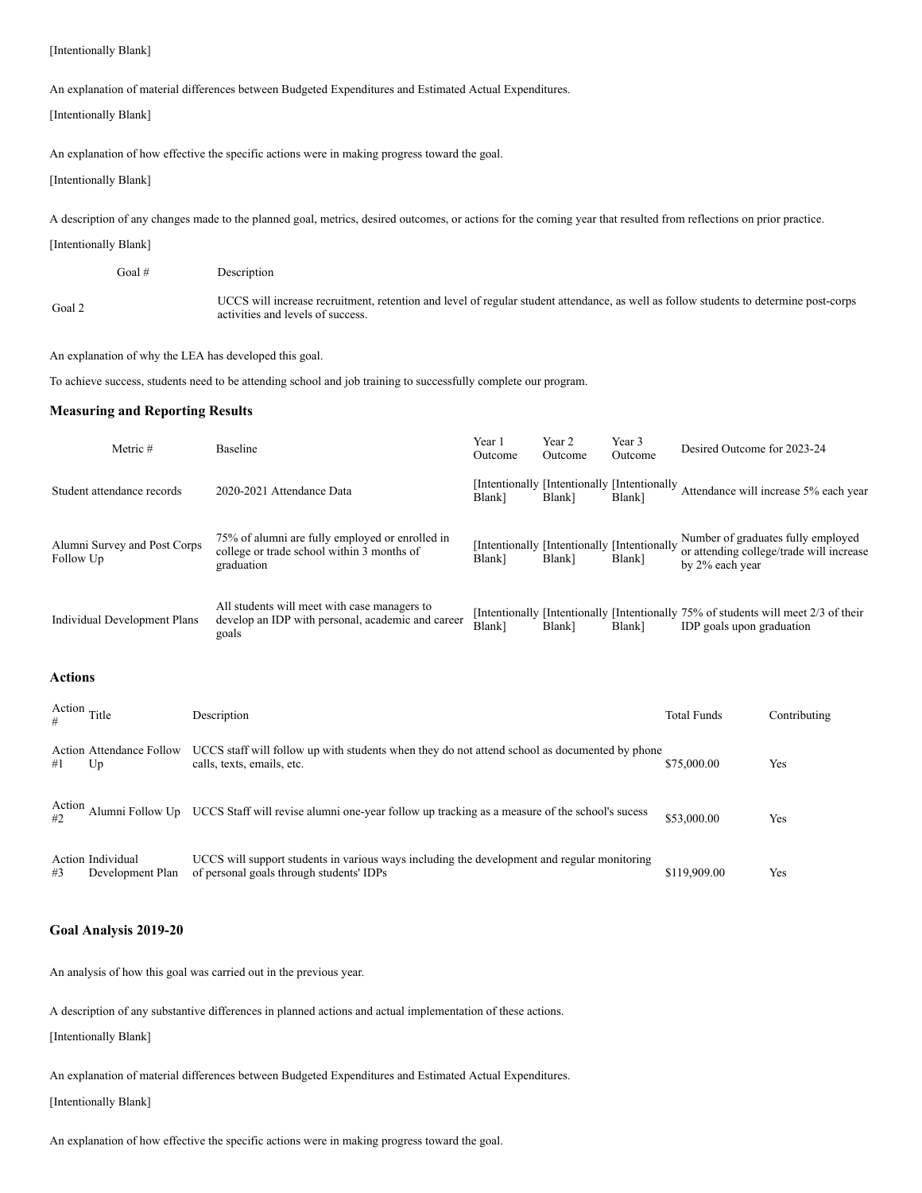[Intentionally Blank]

An explanation of material differences between Budgeted Expenditures and Estimated Actual Expenditures.

[Intentionally Blank]

An explanation of how effective the specific actions were in making progress toward the goal.

[Intentionally Blank]

A description of any changes made to the planned goal, metrics, desired outcomes, or actions for the coming year that resulted from reflections on prior practice.

[Intentionally Blank]

| Goal # | Description |
| --- | --- |
| Goal 2 | UCCS will increase recruitment, retention and level of regular student attendance, as well as follow students to determine post-corps activities and levels of success. |

An explanation of why the LEA has developed this goal.

To achieve success, students need to be attending school and job training to successfully complete our program.

### Measuring and Reporting Results

| Metric # | Baseline | Year 1 Outcome | Year 2 Outcome | Year 3 Outcome | Desired Outcome for 2023-24 |
| --- | --- | --- | --- | --- | --- |
| Student attendance records | 2020-2021 Attendance Data | [Intentionally Blank] | [Intentionally Blank] | [Intentionally Blank] | Attendance will increase 5% each year |
| Alumni Survey and Post Corps Follow Up | 75% of alumni are fully employed or enrolled in college or trade school within 3 months of graduation | [Intentionally Blank] | [Intentionally Blank] | [Intentionally Blank] | Number of graduates fully employed or attending college/trade will increase by 2% each year |
| Individual Development Plans | All students will meet with case managers to develop an IDP with personal, academic and career goals | [Intentionally Blank] | [Intentionally Blank] | [Intentionally Blank] | 75% of students will meet 2/3 of their IDP goals upon graduation |

### Actions

| Action # | Title | Description | Total Funds | Contributing |
| --- | --- | --- | --- | --- |
| Action #1 | Attendance Follow Up | UCCS staff will follow up with students when they do not attend school as documented by phone calls, texts, emails, etc. | $75,000.00 | Yes |
| Action #2 | Alumni Follow Up | UCCS Staff will revise alumni one-year follow up tracking as a measure of the school's sucess | $53,000.00 | Yes |
| Action #3 | Individual Development Plan | UCCS will support students in various ways including the development and regular monitoring of personal goals through students' IDPs | $119,909.00 | Yes |

### Goal Analysis 2019-20

An analysis of how this goal was carried out in the previous year.

A description of any substantive differences in planned actions and actual implementation of these actions.

[Intentionally Blank]

An explanation of material differences between Budgeted Expenditures and Estimated Actual Expenditures.

[Intentionally Blank]

An explanation of how effective the specific actions were in making progress toward the goal.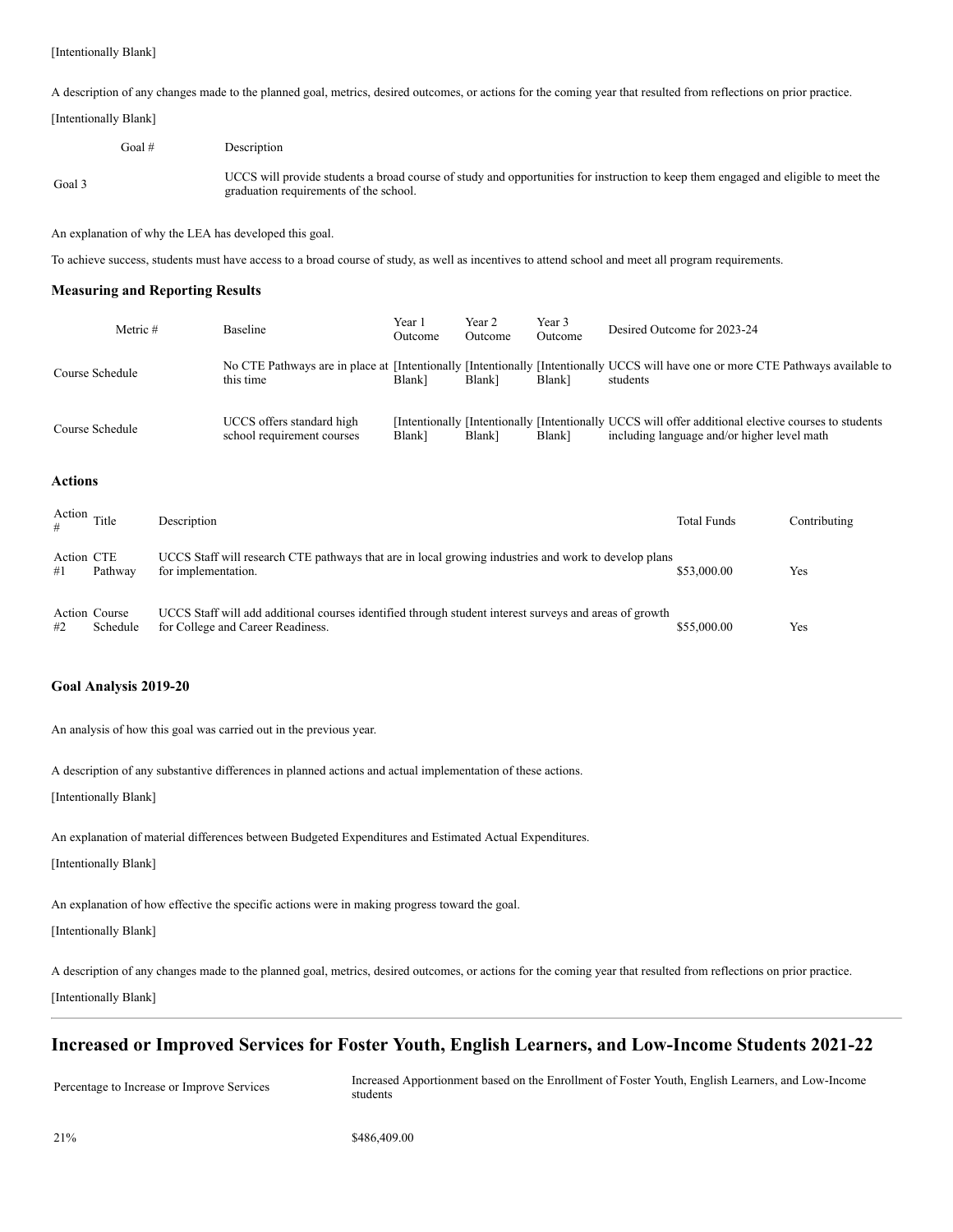[Intentionally Blank]

A description of any changes made to the planned goal, metrics, desired outcomes, or actions for the coming year that resulted from reflections on prior practice.

[Intentionally Blank]

| Goal # | Description |
| --- | --- |
| Goal 3 | UCCS will provide students a broad course of study and opportunities for instruction to keep them engaged and eligible to meet the graduation requirements of the school. |

An explanation of why the LEA has developed this goal.

To achieve success, students must have access to a broad course of study, as well as incentives to attend school and meet all program requirements.

### Measuring and Reporting Results

| Metric # | Baseline | Year 1 Outcome | Year 2 Outcome | Year 3 Outcome | Desired Outcome for 2023-24 |
| --- | --- | --- | --- | --- | --- |
| Course Schedule | No CTE Pathways are in place at this time | [Intentionally Blank] | [Intentionally Blank] | [Intentionally Blank] | UCCS will have one or more CTE Pathways available to students |
| Course Schedule | UCCS offers standard high school requirement courses | [Intentionally Blank] | [Intentionally Blank] | [Intentionally Blank] | UCCS will offer additional elective courses to students including language and/or higher level math |

### Actions

| Action # | Title | Description | Total Funds | Contributing |
| --- | --- | --- | --- | --- |
| Action #1 | CTE Pathway | UCCS Staff will research CTE pathways that are in local growing industries and work to develop plans for implementation. | $53,000.00 | Yes |
| Action #2 | Course Schedule | UCCS Staff will add additional courses identified through student interest surveys and areas of growth for College and Career Readiness. | $55,000.00 | Yes |

### Goal Analysis 2019-20

An analysis of how this goal was carried out in the previous year.

A description of any substantive differences in planned actions and actual implementation of these actions.

[Intentionally Blank]

An explanation of material differences between Budgeted Expenditures and Estimated Actual Expenditures.

[Intentionally Blank]

An explanation of how effective the specific actions were in making progress toward the goal.

[Intentionally Blank]

A description of any changes made to the planned goal, metrics, desired outcomes, or actions for the coming year that resulted from reflections on prior practice.

[Intentionally Blank]

---

## Increased or Improved Services for Foster Youth, English Learners, and Low-Income Students 2021-22

| Percentage to Increase or Improve Services | Increased Apportionment based on the Enrollment of Foster Youth, English Learners, and Low-Income students |
| --- | --- |
| 21% | $486,409.00 |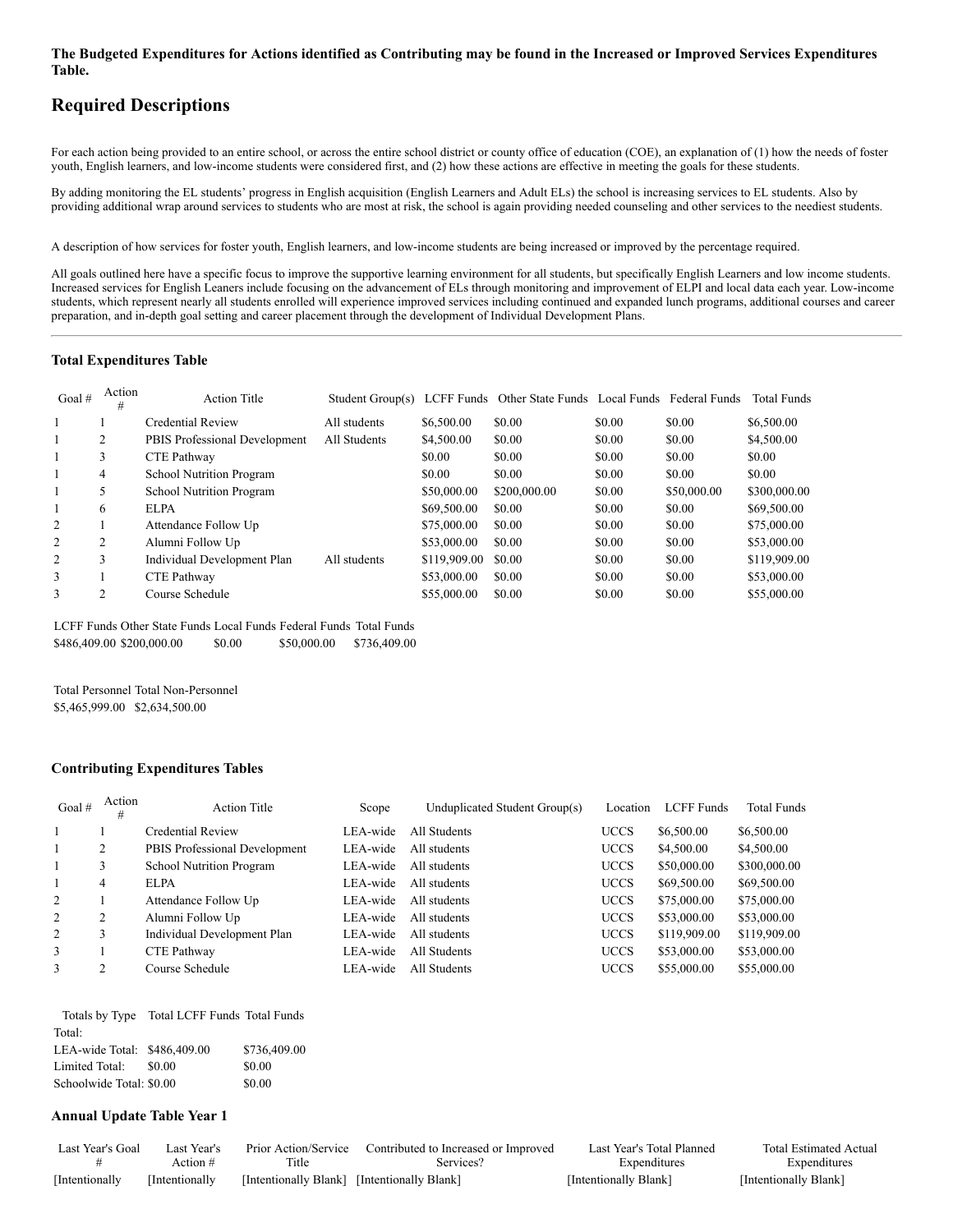**The Budgeted Expenditures for Actions identified as Contributing may be found in the Increased or Improved Services Expenditures Table.**

## Required Descriptions

For each action being provided to an entire school, or across the entire school district or county office of education (COE), an explanation of (1) how the needs of foster youth, English learners, and low-income students were considered first, and (2) how these actions are effective in meeting the goals for these students.

By adding monitoring the EL students' progress in English acquisition (English Learners and Adult ELs) the school is increasing services to EL students. Also by providing additional wrap around services to students who are most at risk, the school is again providing needed counseling and other services to the neediest students.

A description of how services for foster youth, English learners, and low-income students are being increased or improved by the percentage required.

All goals outlined here have a specific focus to improve the supportive learning environment for all students, but specifically English Learners and low income students. Increased services for English Leaners include focusing on the advancement of ELs through monitoring and improvement of ELPI and local data each year. Low-income students, which represent nearly all students enrolled will experience improved services including continued and expanded lunch programs, additional courses and career preparation, and in-depth goal setting and career placement through the development of Individual Development Plans.

---

### Total Expenditures Table

| Goal # | Action # | Action Title | Student Group(s) | LCFF Funds | Other State Funds | Local Funds | Federal Funds | Total Funds |
|---|---|---|---|---|---|---|---|---|
| 1 | 1 | Credential Review | All students | $6,500.00 | $0.00 | $0.00 | $0.00 | $6,500.00 |
| 1 | 2 | PBIS Professional Development | All Students | $4,500.00 | $0.00 | $0.00 | $0.00 | $4,500.00 |
| 1 | 3 | CTE Pathway | | $0.00 | $0.00 | $0.00 | $0.00 | $0.00 |
| 1 | 4 | School Nutrition Program | | $0.00 | $0.00 | $0.00 | $0.00 | $0.00 |
| 1 | 5 | School Nutrition Program | | $50,000.00 | $200,000.00 | $0.00 | $50,000.00 | $300,000.00 |
| 1 | 6 | ELPA | | $69,500.00 | $0.00 | $0.00 | $0.00 | $69,500.00 |
| 2 | 1 | Attendance Follow Up | | $75,000.00 | $0.00 | $0.00 | $0.00 | $75,000.00 |
| 2 | 2 | Alumni Follow Up | | $53,000.00 | $0.00 | $0.00 | $0.00 | $53,000.00 |
| 2 | 3 | Individual Development Plan | All students | $119,909.00 | $0.00 | $0.00 | $0.00 | $119,909.00 |
| 3 | 1 | CTE Pathway | | $53,000.00 | $0.00 | $0.00 | $0.00 | $53,000.00 |
| 3 | 2 | Course Schedule | | $55,000.00 | $0.00 | $0.00 | $0.00 | $55,000.00 |

| LCFF Funds | Other State Funds | Local Funds | Federal Funds | Total Funds |
|---|---|---|---|---|
| $486,409.00 | $200,000.00 | $0.00 | $50,000.00 | $736,409.00 |

| Total Personnel | Total Non-Personnel |
|---|---|
| $5,465,999.00 | $2,634,500.00 |

### Contributing Expenditures Tables

| Goal # | Action # | Action Title | Scope | Unduplicated Student Group(s) | Location | LCFF Funds | Total Funds |
|---|---|---|---|---|---|---|---|
| 1 | 1 | Credential Review | LEA-wide | All Students | UCCS | $6,500.00 | $6,500.00 |
| 1 | 2 | PBIS Professional Development | LEA-wide | All students | UCCS | $4,500.00 | $4,500.00 |
| 1 | 3 | School Nutrition Program | LEA-wide | All students | UCCS | $50,000.00 | $300,000.00 |
| 1 | 4 | ELPA | LEA-wide | All students | UCCS | $69,500.00 | $69,500.00 |
| 2 | 1 | Attendance Follow Up | LEA-wide | All students | UCCS | $75,000.00 | $75,000.00 |
| 2 | 2 | Alumni Follow Up | LEA-wide | All students | UCCS | $53,000.00 | $53,000.00 |
| 2 | 3 | Individual Development Plan | LEA-wide | All students | UCCS | $119,909.00 | $119,909.00 |
| 3 | 1 | CTE Pathway | LEA-wide | All Students | UCCS | $53,000.00 | $53,000.00 |
| 3 | 2 | Course Schedule | LEA-wide | All Students | UCCS | $55,000.00 | $55,000.00 |

| Totals by Type | Total LCFF Funds | Total Funds |
|---|---|---|
| Total: | | |
| LEA-wide Total: | $486,409.00 | $736,409.00 |
| Limited Total: | $0.00 | $0.00 |
| Schoolwide Total: | $0.00 | $0.00 |

### Annual Update Table Year 1

| Last Year's Goal # | Last Year's Action # | Prior Action/Service Title | Contributed to Increased or Improved Services? | Last Year's Total Planned Expenditures | Total Estimated Actual Expenditures |
|---|---|---|---|---|---|
| [Intentionally | [Intentionally | [Intentionally Blank] | [Intentionally Blank] | [Intentionally Blank] | [Intentionally Blank] |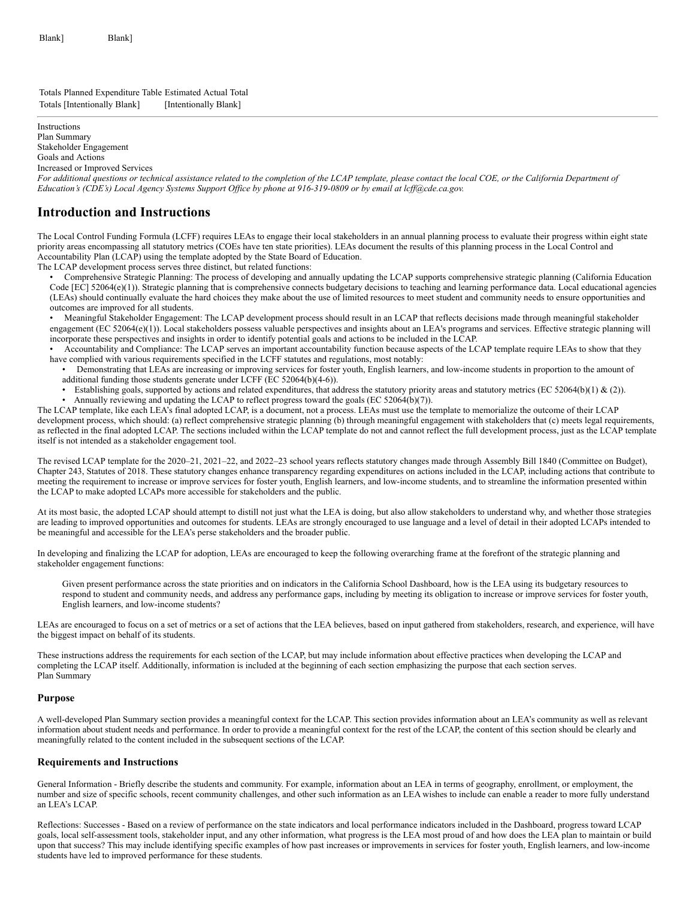Blank] Blank]

Totals Planned Expenditure Table Estimated Actual Total
Totals [Intentionally Blank] [Intentionally Blank]

---

Instructions
Plan Summary
Stakeholder Engagement
Goals and Actions
Increased or Improved Services
*For additional questions or technical assistance related to the completion of the LCAP template, please contact the local COE, or the California Department of Education's (CDE's) Local Agency Systems Support Office by phone at 916-319-0809 or by email at lcff@cde.ca.gov.*

## Introduction and Instructions

The Local Control Funding Formula (LCFF) requires LEAs to engage their local stakeholders in an annual planning process to evaluate their progress within eight state priority areas encompassing all statutory metrics (COEs have ten state priorities). LEAs document the results of this planning process in the Local Control and Accountability Plan (LCAP) using the template adopted by the State Board of Education.
The LCAP development process serves three distinct, but related functions:

- Comprehensive Strategic Planning: The process of developing and annually updating the LCAP supports comprehensive strategic planning (California Education Code [EC] 52064(e)(1)). Strategic planning that is comprehensive connects budgetary decisions to teaching and learning performance data. Local educational agencies (LEAs) should continually evaluate the hard choices they make about the use of limited resources to meet student and community needs to ensure opportunities and outcomes are improved for all students.
- Meaningful Stakeholder Engagement: The LCAP development process should result in an LCAP that reflects decisions made through meaningful stakeholder engagement (EC 52064(e)(1)). Local stakeholders possess valuable perspectives and insights about an LEA's programs and services. Effective strategic planning will incorporate these perspectives and insights in order to identify potential goals and actions to be included in the LCAP.
- Accountability and Compliance: The LCAP serves an important accountability function because aspects of the LCAP template require LEAs to show that they have complied with various requirements specified in the LCFF statutes and regulations, most notably:
    - Demonstrating that LEAs are increasing or improving services for foster youth, English learners, and low-income students in proportion to the amount of additional funding those students generate under LCFF (EC 52064(b)(4-6)).
    - Establishing goals, supported by actions and related expenditures, that address the statutory priority areas and statutory metrics (EC 52064(b)(1) & (2)).
    - Annually reviewing and updating the LCAP to reflect progress toward the goals (EC 52064(b)(7)).

The LCAP template, like each LEA's final adopted LCAP, is a document, not a process. LEAs must use the template to memorialize the outcome of their LCAP development process, which should: (a) reflect comprehensive strategic planning (b) through meaningful engagement with stakeholders that (c) meets legal requirements, as reflected in the final adopted LCAP. The sections included within the LCAP template do not and cannot reflect the full development process, just as the LCAP template itself is not intended as a stakeholder engagement tool.

The revised LCAP template for the 2020–21, 2021–22, and 2022–23 school years reflects statutory changes made through Assembly Bill 1840 (Committee on Budget), Chapter 243, Statutes of 2018. These statutory changes enhance transparency regarding expenditures on actions included in the LCAP, including actions that contribute to meeting the requirement to increase or improve services for foster youth, English learners, and low-income students, and to streamline the information presented within the LCAP to make adopted LCAPs more accessible for stakeholders and the public.

At its most basic, the adopted LCAP should attempt to distill not just what the LEA is doing, but also allow stakeholders to understand why, and whether those strategies are leading to improved opportunities and outcomes for students. LEAs are strongly encouraged to use language and a level of detail in their adopted LCAPs intended to be meaningful and accessible for the LEA's perse stakeholders and the broader public.

In developing and finalizing the LCAP for adoption, LEAs are encouraged to keep the following overarching frame at the forefront of the strategic planning and stakeholder engagement functions:

> Given present performance across the state priorities and on indicators in the California School Dashboard, how is the LEA using its budgetary resources to respond to student and community needs, and address any performance gaps, including by meeting its obligation to increase or improve services for foster youth, English learners, and low-income students?

LEAs are encouraged to focus on a set of metrics or a set of actions that the LEA believes, based on input gathered from stakeholders, research, and experience, will have the biggest impact on behalf of its students.

These instructions address the requirements for each section of the LCAP, but may include information about effective practices when developing the LCAP and completing the LCAP itself. Additionally, information is included at the beginning of each section emphasizing the purpose that each section serves.
Plan Summary

### Purpose

A well-developed Plan Summary section provides a meaningful context for the LCAP. This section provides information about an LEA's community as well as relevant information about student needs and performance. In order to provide a meaningful context for the rest of the LCAP, the content of this section should be clearly and meaningfully related to the content included in the subsequent sections of the LCAP.

### Requirements and Instructions

General Information - Briefly describe the students and community. For example, information about an LEA in terms of geography, enrollment, or employment, the number and size of specific schools, recent community challenges, and other such information as an LEA wishes to include can enable a reader to more fully understand an LEA's LCAP.

Reflections: Successes - Based on a review of performance on the state indicators and local performance indicators included in the Dashboard, progress toward LCAP goals, local self-assessment tools, stakeholder input, and any other information, what progress is the LEA most proud of and how does the LEA plan to maintain or build upon that success? This may include identifying specific examples of how past increases or improvements in services for foster youth, English learners, and low-income students have led to improved performance for these students.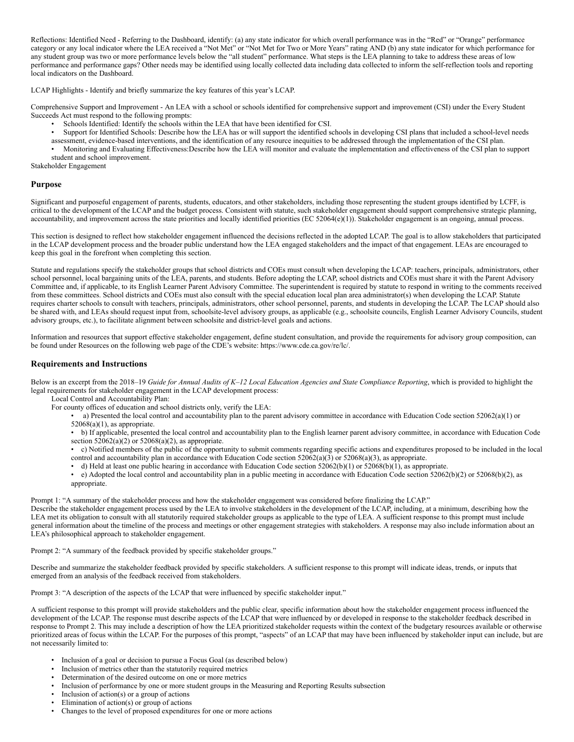Reflections: Identified Need - Referring to the Dashboard, identify: (a) any state indicator for which overall performance was in the "Red" or "Orange" performance category or any local indicator where the LEA received a "Not Met" or "Not Met for Two or More Years" rating AND (b) any state indicator for which performance for any student group was two or more performance levels below the "all student" performance. What steps is the LEA planning to take to address these areas of low performance and performance gaps? Other needs may be identified using locally collected data including data collected to inform the self-reflection tools and reporting local indicators on the Dashboard.

LCAP Highlights - Identify and briefly summarize the key features of this year's LCAP.

Comprehensive Support and Improvement - An LEA with a school or schools identified for comprehensive support and improvement (CSI) under the Every Student Succeeds Act must respond to the following prompts:

- Schools Identified: Identify the schools within the LEA that have been identified for CSI.
- Support for Identified Schools: Describe how the LEA has or will support the identified schools in developing CSI plans that included a school-level needs assessment, evidence-based interventions, and the identification of any resource inequities to be addressed through the implementation of the CSI plan.
- Monitoring and Evaluating Effectiveness:Describe how the LEA will monitor and evaluate the implementation and effectiveness of the CSI plan to support student and school improvement.

Stakeholder Engagement

## Purpose

Significant and purposeful engagement of parents, students, educators, and other stakeholders, including those representing the student groups identified by LCFF, is critical to the development of the LCAP and the budget process. Consistent with statute, such stakeholder engagement should support comprehensive strategic planning, accountability, and improvement across the state priorities and locally identified priorities (EC 52064(e)(1)). Stakeholder engagement is an ongoing, annual process.

This section is designed to reflect how stakeholder engagement influenced the decisions reflected in the adopted LCAP. The goal is to allow stakeholders that participated in the LCAP development process and the broader public understand how the LEA engaged stakeholders and the impact of that engagement. LEAs are encouraged to keep this goal in the forefront when completing this section.

Statute and regulations specify the stakeholder groups that school districts and COEs must consult when developing the LCAP: teachers, principals, administrators, other school personnel, local bargaining units of the LEA, parents, and students. Before adopting the LCAP, school districts and COEs must share it with the Parent Advisory Committee and, if applicable, to its English Learner Parent Advisory Committee. The superintendent is required by statute to respond in writing to the comments received from these committees. School districts and COEs must also consult with the special education local plan area administrator(s) when developing the LCAP. Statute requires charter schools to consult with teachers, principals, administrators, other school personnel, parents, and students in developing the LCAP. The LCAP should also be shared with, and LEAs should request input from, schoolsite-level advisory groups, as applicable (e.g., schoolsite councils, English Learner Advisory Councils, student advisory groups, etc.), to facilitate alignment between schoolsite and district-level goals and actions.

Information and resources that support effective stakeholder engagement, define student consultation, and provide the requirements for advisory group composition, can be found under Resources on the following web page of the CDE's website: https://www.cde.ca.gov/re/lc/.

## Requirements and Instructions

Below is an excerpt from the 2018–19 *Guide for Annual Audits of K–12 Local Education Agencies and State Compliance Reporting*, which is provided to highlight the legal requirements for stakeholder engagement in the LCAP development process:

Local Control and Accountability Plan:

For county offices of education and school districts only, verify the LEA:

- a) Presented the local control and accountability plan to the parent advisory committee in accordance with Education Code section 52062(a)(1) or 52068(a)(1), as appropriate.
- b) If applicable, presented the local control and accountability plan to the English learner parent advisory committee, in accordance with Education Code section 52062(a)(2) or 52068(a)(2), as appropriate.
- c) Notified members of the public of the opportunity to submit comments regarding specific actions and expenditures proposed to be included in the local control and accountability plan in accordance with Education Code section 52062(a)(3) or 52068(a)(3), as appropriate.
- d) Held at least one public hearing in accordance with Education Code section 52062(b)(1) or 52068(b)(1), as appropriate.
- e) Adopted the local control and accountability plan in a public meeting in accordance with Education Code section 52062(b)(2) or 52068(b)(2), as appropriate.

Prompt 1: "A summary of the stakeholder process and how the stakeholder engagement was considered before finalizing the LCAP."

Describe the stakeholder engagement process used by the LEA to involve stakeholders in the development of the LCAP, including, at a minimum, describing how the LEA met its obligation to consult with all statutorily required stakeholder groups as applicable to the type of LEA. A sufficient response to this prompt must include general information about the timeline of the process and meetings or other engagement strategies with stakeholders. A response may also include information about an LEA's philosophical approach to stakeholder engagement.

Prompt 2: "A summary of the feedback provided by specific stakeholder groups."

Describe and summarize the stakeholder feedback provided by specific stakeholders. A sufficient response to this prompt will indicate ideas, trends, or inputs that emerged from an analysis of the feedback received from stakeholders.

Prompt 3: "A description of the aspects of the LCAP that were influenced by specific stakeholder input."

A sufficient response to this prompt will provide stakeholders and the public clear, specific information about how the stakeholder engagement process influenced the development of the LCAP. The response must describe aspects of the LCAP that were influenced by or developed in response to the stakeholder feedback described in response to Prompt 2. This may include a description of how the LEA prioritized stakeholder requests within the context of the budgetary resources available or otherwise prioritized areas of focus within the LCAP. For the purposes of this prompt, "aspects" of an LCAP that may have been influenced by stakeholder input can include, but are not necessarily limited to:

- Inclusion of a goal or decision to pursue a Focus Goal (as described below)
- Inclusion of metrics other than the statutorily required metrics
- Determination of the desired outcome on one or more metrics
- Inclusion of performance by one or more student groups in the Measuring and Reporting Results subsection
- Inclusion of action(s) or a group of actions
- Elimination of action(s) or group of actions
- Changes to the level of proposed expenditures for one or more actions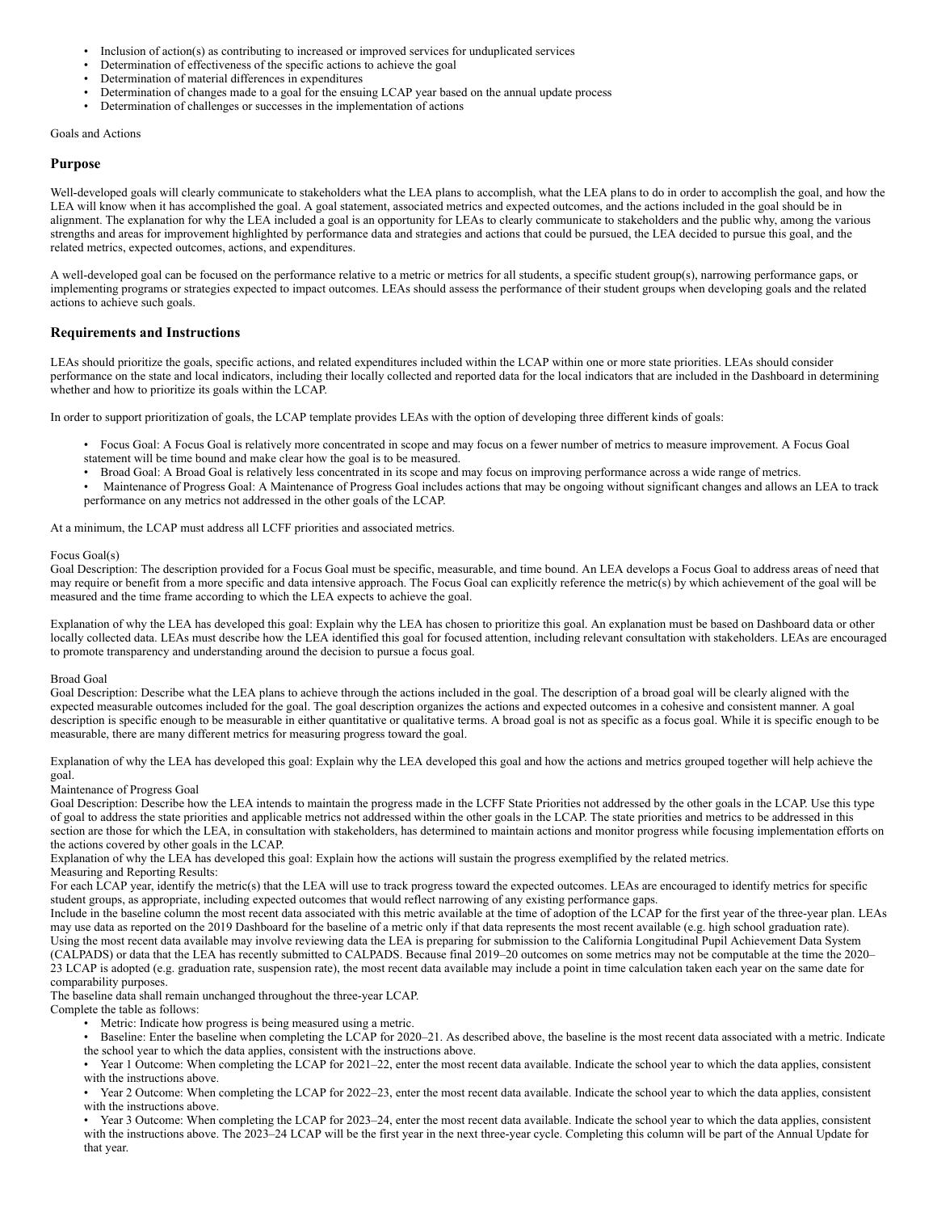- Inclusion of action(s) as contributing to increased or improved services for unduplicated services
- Determination of effectiveness of the specific actions to achieve the goal
- Determination of material differences in expenditures
- Determination of changes made to a goal for the ensuing LCAP year based on the annual update process
- Determination of challenges or successes in the implementation of actions

Goals and Actions

### Purpose

Well-developed goals will clearly communicate to stakeholders what the LEA plans to accomplish, what the LEA plans to do in order to accomplish the goal, and how the LEA will know when it has accomplished the goal. A goal statement, associated metrics and expected outcomes, and the actions included in the goal should be in alignment. The explanation for why the LEA included a goal is an opportunity for LEAs to clearly communicate to stakeholders and the public why, among the various strengths and areas for improvement highlighted by performance data and strategies and actions that could be pursued, the LEA decided to pursue this goal, and the related metrics, expected outcomes, actions, and expenditures.

A well-developed goal can be focused on the performance relative to a metric or metrics for all students, a specific student group(s), narrowing performance gaps, or implementing programs or strategies expected to impact outcomes. LEAs should assess the performance of their student groups when developing goals and the related actions to achieve such goals.

### Requirements and Instructions

LEAs should prioritize the goals, specific actions, and related expenditures included within the LCAP within one or more state priorities. LEAs should consider performance on the state and local indicators, including their locally collected and reported data for the local indicators that are included in the Dashboard in determining whether and how to prioritize its goals within the LCAP.

In order to support prioritization of goals, the LCAP template provides LEAs with the option of developing three different kinds of goals:

- Focus Goal: A Focus Goal is relatively more concentrated in scope and may focus on a fewer number of metrics to measure improvement. A Focus Goal statement will be time bound and make clear how the goal is to be measured.
- Broad Goal: A Broad Goal is relatively less concentrated in its scope and may focus on improving performance across a wide range of metrics.
- Maintenance of Progress Goal: A Maintenance of Progress Goal includes actions that may be ongoing without significant changes and allows an LEA to track performance on any metrics not addressed in the other goals of the LCAP.

At a minimum, the LCAP must address all LCFF priorities and associated metrics.

Focus Goal(s)
Goal Description: The description provided for a Focus Goal must be specific, measurable, and time bound. An LEA develops a Focus Goal to address areas of need that may require or benefit from a more specific and data intensive approach. The Focus Goal can explicitly reference the metric(s) by which achievement of the goal will be measured and the time frame according to which the LEA expects to achieve the goal.

Explanation of why the LEA has developed this goal: Explain why the LEA has chosen to prioritize this goal. An explanation must be based on Dashboard data or other locally collected data. LEAs must describe how the LEA identified this goal for focused attention, including relevant consultation with stakeholders. LEAs are encouraged to promote transparency and understanding around the decision to pursue a focus goal.

Broad Goal
Goal Description: Describe what the LEA plans to achieve through the actions included in the goal. The description of a broad goal will be clearly aligned with the expected measurable outcomes included for the goal. The goal description organizes the actions and expected outcomes in a cohesive and consistent manner. A goal description is specific enough to be measurable in either quantitative or qualitative terms. A broad goal is not as specific as a focus goal. While it is specific enough to be measurable, there are many different metrics for measuring progress toward the goal.

Explanation of why the LEA has developed this goal: Explain why the LEA developed this goal and how the actions and metrics grouped together will help achieve the goal.
Maintenance of Progress Goal
Goal Description: Describe how the LEA intends to maintain the progress made in the LCFF State Priorities not addressed by the other goals in the LCAP. Use this type of goal to address the state priorities and applicable metrics not addressed within the other goals in the LCAP. The state priorities and metrics to be addressed in this section are those for which the LEA, in consultation with stakeholders, has determined to maintain actions and monitor progress while focusing implementation efforts on the actions covered by other goals in the LCAP.
Explanation of why the LEA has developed this goal: Explain how the actions will sustain the progress exemplified by the related metrics.
Measuring and Reporting Results:
For each LCAP year, identify the metric(s) that the LEA will use to track progress toward the expected outcomes. LEAs are encouraged to identify metrics for specific student groups, as appropriate, including expected outcomes that would reflect narrowing of any existing performance gaps.
Include in the baseline column the most recent data associated with this metric available at the time of adoption of the LCAP for the first year of the three-year plan. LEAs may use data as reported on the 2019 Dashboard for the baseline of a metric only if that data represents the most recent available (e.g. high school graduation rate).
Using the most recent data available may involve reviewing data the LEA is preparing for submission to the California Longitudinal Pupil Achievement Data System (CALPADS) or data that the LEA has recently submitted to CALPADS. Because final 2019–20 outcomes on some metrics may not be computable at the time the 2020–23 LCAP is adopted (e.g. graduation rate, suspension rate), the most recent data available may include a point in time calculation taken each year on the same date for comparability purposes.
The baseline data shall remain unchanged throughout the three-year LCAP.
Complete the table as follows:

- Metric: Indicate how progress is being measured using a metric.
- Baseline: Enter the baseline when completing the LCAP for 2020–21. As described above, the baseline is the most recent data associated with a metric. Indicate the school year to which the data applies, consistent with the instructions above.
- Year 1 Outcome: When completing the LCAP for 2021–22, enter the most recent data available. Indicate the school year to which the data applies, consistent with the instructions above.
- Year 2 Outcome: When completing the LCAP for 2022–23, enter the most recent data available. Indicate the school year to which the data applies, consistent with the instructions above.
- Year 3 Outcome: When completing the LCAP for 2023–24, enter the most recent data available. Indicate the school year to which the data applies, consistent with the instructions above. The 2023–24 LCAP will be the first year in the next three-year cycle. Completing this column will be part of the Annual Update for that year.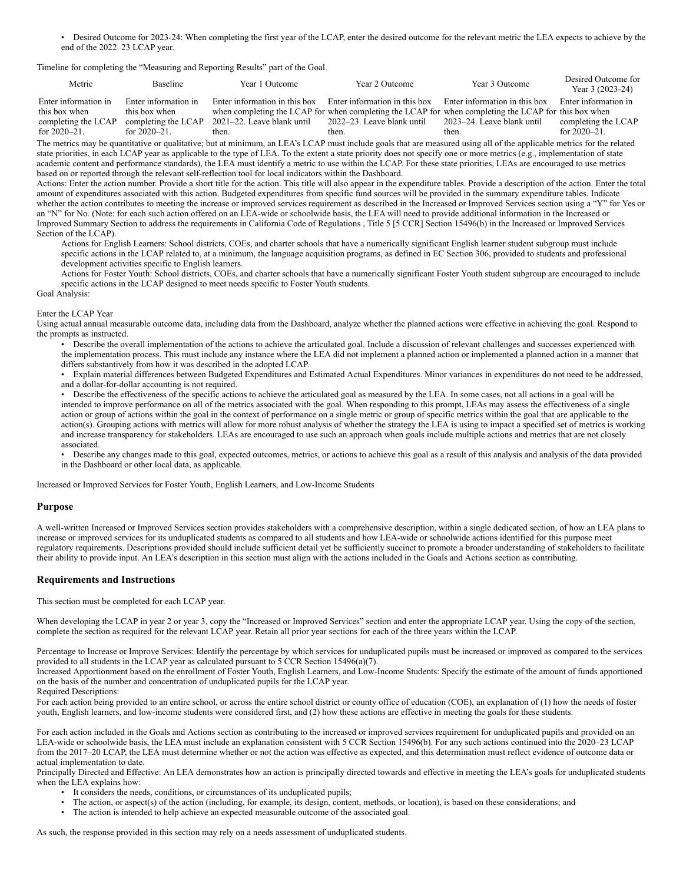- Desired Outcome for 2023-24: When completing the first year of the LCAP, enter the desired outcome for the relevant metric the LEA expects to achieve by the end of the 2022–23 LCAP year.

Timeline for completing the “Measuring and Reporting Results” part of the Goal.

| Metric | Baseline | Year 1 Outcome | Year 2 Outcome | Year 3 Outcome | Desired Outcome for Year 3 (2023-24) |
|---|---|---|---|---|---|
| Enter information in this box when completing the LCAP for 2020–21. | Enter information in this box when completing the LCAP for 2020–21. | Enter information in this box when completing the LCAP for 2021–22. Leave blank until then. | Enter information in this box when completing the LCAP for 2022–23. Leave blank until then. | Enter information in this box when completing the LCAP for 2023–24. Leave blank until then. | Enter information in this box when completing the LCAP for 2020–21. |

The metrics may be quantitative or qualitative; but at minimum, an LEA’s LCAP must include goals that are measured using all of the applicable metrics for the related state priorities, in each LCAP year as applicable to the type of LEA. To the extent a state priority does not specify one or more metrics (e.g., implementation of state academic content and performance standards), the LEA must identify a metric to use within the LCAP. For these state priorities, LEAs are encouraged to use metrics based on or reported through the relevant self-reflection tool for local indicators within the Dashboard.

Actions: Enter the action number. Provide a short title for the action. This title will also appear in the expenditure tables. Provide a description of the action. Enter the total amount of expenditures associated with this action. Budgeted expenditures from specific fund sources will be provided in the summary expenditure tables. Indicate whether the action contributes to meeting the increase or improved services requirement as described in the Increased or Improved Services section using a “Y” for Yes or an “N” for No. (Note: for each such action offered on an LEA-wide or schoolwide basis, the LEA will need to provide additional information in the Increased or Improved Summary Section to address the requirements in California Code of Regulations , Title 5 [5 CCR] Section 15496(b) in the Increased or Improved Services Section of the LCAP).

Actions for English Learners: School districts, COEs, and charter schools that have a numerically significant English learner student subgroup must include specific actions in the LCAP related to, at a minimum, the language acquisition programs, as defined in EC Section 306, provided to students and professional development activities specific to English learners.

Actions for Foster Youth: School districts, COEs, and charter schools that have a numerically significant Foster Youth student subgroup are encouraged to include specific actions in the LCAP designed to meet needs specific to Foster Youth students.

Goal Analysis:

Enter the LCAP Year

Using actual annual measurable outcome data, including data from the Dashboard, analyze whether the planned actions were effective in achieving the goal. Respond to the prompts as instructed.

- Describe the overall implementation of the actions to achieve the articulated goal. Include a discussion of relevant challenges and successes experienced with the implementation process. This must include any instance where the LEA did not implement a planned action or implemented a planned action in a manner that differs substantively from how it was described in the adopted LCAP.
- Explain material differences between Budgeted Expenditures and Estimated Actual Expenditures. Minor variances in expenditures do not need to be addressed, and a dollar-for-dollar accounting is not required.
- Describe the effectiveness of the specific actions to achieve the articulated goal as measured by the LEA. In some cases, not all actions in a goal will be intended to improve performance on all of the metrics associated with the goal. When responding to this prompt, LEAs may assess the effectiveness of a single action or group of actions within the goal in the context of performance on a single metric or group of specific metrics within the goal that are applicable to the action(s). Grouping actions with metrics will allow for more robust analysis of whether the strategy the LEA is using to impact a specified set of metrics is working and increase transparency for stakeholders. LEAs are encouraged to use such an approach when goals include multiple actions and metrics that are not closely associated.
- Describe any changes made to this goal, expected outcomes, metrics, or actions to achieve this goal as a result of this analysis and analysis of the data provided in the Dashboard or other local data, as applicable.

Increased or Improved Services for Foster Youth, English Learners, and Low-Income Students

## Purpose

A well-written Increased or Improved Services section provides stakeholders with a comprehensive description, within a single dedicated section, of how an LEA plans to increase or improved services for its unduplicated students as compared to all students and how LEA-wide or schoolwide actions identified for this purpose meet regulatory requirements. Descriptions provided should include sufficient detail yet be sufficiently succinct to promote a broader understanding of stakeholders to facilitate their ability to provide input. An LEA’s description in this section must align with the actions included in the Goals and Actions section as contributing.

## Requirements and Instructions

This section must be completed for each LCAP year.

When developing the LCAP in year 2 or year 3, copy the “Increased or Improved Services” section and enter the appropriate LCAP year. Using the copy of the section, complete the section as required for the relevant LCAP year. Retain all prior year sections for each of the three years within the LCAP.

Percentage to Increase or Improve Services: Identify the percentage by which services for unduplicated pupils must be increased or improved as compared to the services provided to all students in the LCAP year as calculated pursuant to 5 CCR Section 15496(a)(7).

Increased Apportionment based on the enrollment of Foster Youth, English Learners, and Low-Income Students: Specify the estimate of the amount of funds apportioned on the basis of the number and concentration of unduplicated pupils for the LCAP year.

Required Descriptions:

For each action being provided to an entire school, or across the entire school district or county office of education (COE), an explanation of (1) how the needs of foster youth, English learners, and low-income students were considered first, and (2) how these actions are effective in meeting the goals for these students.

For each action included in the Goals and Actions section as contributing to the increased or improved services requirement for unduplicated pupils and provided on an LEA-wide or schoolwide basis, the LEA must include an explanation consistent with 5 CCR Section 15496(b). For any such actions continued into the 2020–23 LCAP from the 2017–20 LCAP, the LEA must determine whether or not the action was effective as expected, and this determination must reflect evidence of outcome data or actual implementation to date.

Principally Directed and Effective: An LEA demonstrates how an action is principally directed towards and effective in meeting the LEA’s goals for unduplicated students when the LEA explains how:

- It considers the needs, conditions, or circumstances of its unduplicated pupils;
- The action, or aspect(s) of the action (including, for example, its design, content, methods, or location), is based on these considerations; and
- The action is intended to help achieve an expected measurable outcome of the associated goal.

As such, the response provided in this section may rely on a needs assessment of unduplicated students.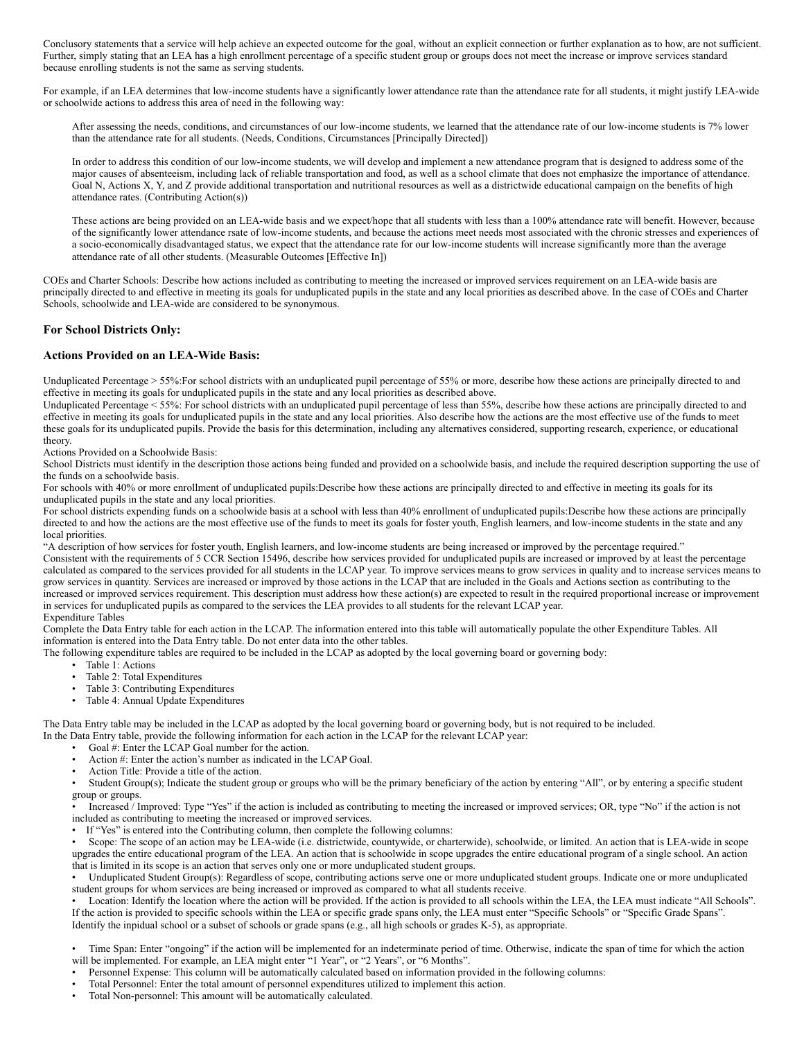Conclusory statements that a service will help achieve an expected outcome for the goal, without an explicit connection or further explanation as to how, are not sufficient. Further, simply stating that an LEA has a high enrollment percentage of a specific student group or groups does not meet the increase or improve services standard because enrolling students is not the same as serving students.

For example, if an LEA determines that low-income students have a significantly lower attendance rate than the attendance rate for all students, it might justify LEA-wide or schoolwide actions to address this area of need in the following way:

> After assessing the needs, conditions, and circumstances of our low-income students, we learned that the attendance rate of our low-income students is 7% lower than the attendance rate for all students. (Needs, Conditions, Circumstances [Principally Directed])
>
> In order to address this condition of our low-income students, we will develop and implement a new attendance program that is designed to address some of the major causes of absenteeism, including lack of reliable transportation and food, as well as a school climate that does not emphasize the importance of attendance. Goal N, Actions X, Y, and Z provide additional transportation and nutritional resources as well as a districtwide educational campaign on the benefits of high attendance rates. (Contributing Action(s))
>
> These actions are being provided on an LEA-wide basis and we expect/hope that all students with less than a 100% attendance rate will benefit. However, because of the significantly lower attendance rsate of low-income students, and because the actions meet needs most associated with the chronic stresses and experiences of a socio-economically disadvantaged status, we expect that the attendance rate for our low-income students will increase significantly more than the average attendance rate of all other students. (Measurable Outcomes [Effective In])

COEs and Charter Schools: Describe how actions included as contributing to meeting the increased or improved services requirement on an LEA-wide basis are principally directed to and effective in meeting its goals for unduplicated pupils in the state and any local priorities as described above. In the case of COEs and Charter Schools, schoolwide and LEA-wide are considered to be synonymous.

### For School Districts Only:

### Actions Provided on an LEA-Wide Basis:

Unduplicated Percentage > 55%:For school districts with an unduplicated pupil percentage of 55% or more, describe how these actions are principally directed to and effective in meeting its goals for unduplicated pupils in the state and any local priorities as described above.

Unduplicated Percentage < 55%: For school districts with an unduplicated pupil percentage of less than 55%, describe how these actions are principally directed to and effective in meeting its goals for unduplicated pupils in the state and any local priorities. Also describe how the actions are the most effective use of the funds to meet these goals for its unduplicated pupils. Provide the basis for this determination, including any alternatives considered, supporting research, experience, or educational theory.

Actions Provided on a Schoolwide Basis:

School Districts must identify in the description those actions being funded and provided on a schoolwide basis, and include the required description supporting the use of the funds on a schoolwide basis.

For schools with 40% or more enrollment of unduplicated pupils:Describe how these actions are principally directed to and effective in meeting its goals for its unduplicated pupils in the state and any local priorities.

For school districts expending funds on a schoolwide basis at a school with less than 40% enrollment of unduplicated pupils:Describe how these actions are principally directed to and how the actions are the most effective use of the funds to meet its goals for foster youth, English learners, and low-income students in the state and any local priorities.

"A description of how services for foster youth, English learners, and low-income students are being increased or improved by the percentage required."

Consistent with the requirements of 5 CCR Section 15496, describe how services provided for unduplicated pupils are increased or improved by at least the percentage calculated as compared to the services provided for all students in the LCAP year. To improve services means to grow services in quality and to increase services means to grow services in quantity. Services are increased or improved by those actions in the LCAP that are included in the Goals and Actions section as contributing to the increased or improved services requirement. This description must address how these action(s) are expected to result in the required proportional increase or improvement in services for unduplicated pupils as compared to the services the LEA provides to all students for the relevant LCAP year.

Expenditure Tables

Complete the Data Entry table for each action in the LCAP. The information entered into this table will automatically populate the other Expenditure Tables. All information is entered into the Data Entry table. Do not enter data into the other tables.

The following expenditure tables are required to be included in the LCAP as adopted by the local governing board or governing body:

- Table 1: Actions
- Table 2: Total Expenditures
- Table 3: Contributing Expenditures
- Table 4: Annual Update Expenditures

The Data Entry table may be included in the LCAP as adopted by the local governing board or governing body, but is not required to be included.

In the Data Entry table, provide the following information for each action in the LCAP for the relevant LCAP year:

- Goal #: Enter the LCAP Goal number for the action.
- Action #: Enter the action's number as indicated in the LCAP Goal.
- Action Title: Provide a title of the action.
- Student Group(s); Indicate the student group or groups who will be the primary beneficiary of the action by entering "All", or by entering a specific student group or groups.
- Increased / Improved: Type "Yes" if the action is included as contributing to meeting the increased or improved services; OR, type "No" if the action is not included as contributing to meeting the increased or improved services.
- If "Yes" is entered into the Contributing column, then complete the following columns:
- Scope: The scope of an action may be LEA-wide (i.e. districtwide, countywide, or charterwide), schoolwide, or limited. An action that is LEA-wide in scope upgrades the entire educational program of the LEA. An action that is schoolwide in scope upgrades the entire educational program of a single school. An action that is limited in its scope is an action that serves only one or more unduplicated student groups.
- Unduplicated Student Group(s): Regardless of scope, contributing actions serve one or more unduplicated student groups. Indicate one or more unduplicated student groups for whom services are being increased or improved as compared to what all students receive.
- Location: Identify the location where the action will be provided. If the action is provided to all schools within the LEA, the LEA must indicate "All Schools". If the action is provided to specific schools within the LEA or specific grade spans only, the LEA must enter "Specific Schools" or "Specific Grade Spans". Identify the inpidual school or a subset of schools or grade spans (e.g., all high schools or grades K-5), as appropriate.
- Time Span: Enter "ongoing" if the action will be implemented for an indeterminate period of time. Otherwise, indicate the span of time for which the action will be implemented. For example, an LEA might enter "1 Year", or "2 Years", or "6 Months".
- Personnel Expense: This column will be automatically calculated based on information provided in the following columns:
- Total Personnel: Enter the total amount of personnel expenditures utilized to implement this action.
- Total Non-personnel: This amount will be automatically calculated.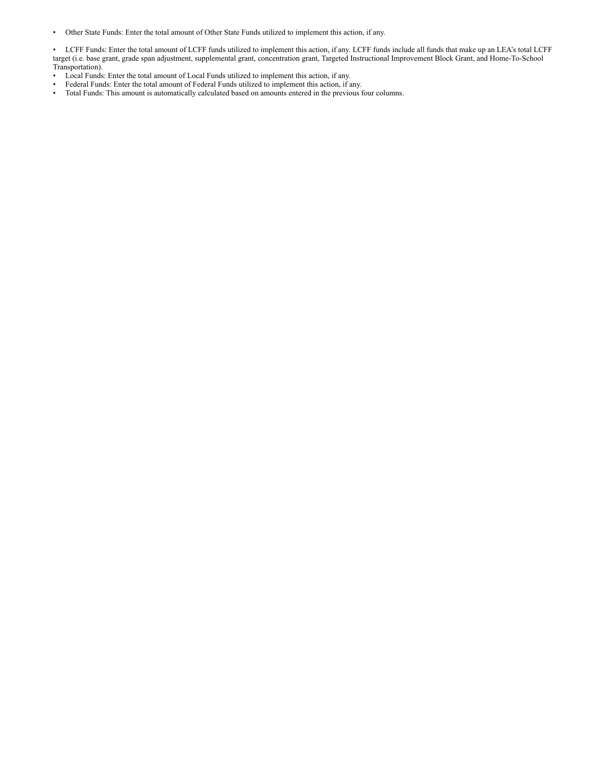- Other State Funds: Enter the total amount of Other State Funds utilized to implement this action, if any.

- LCFF Funds: Enter the total amount of LCFF funds utilized to implement this action, if any. LCFF funds include all funds that make up an LEA's total LCFF target (i.e. base grant, grade span adjustment, supplemental grant, concentration grant, Targeted Instructional Improvement Block Grant, and Home-To-School Transportation).
- Local Funds: Enter the total amount of Local Funds utilized to implement this action, if any.
- Federal Funds: Enter the total amount of Federal Funds utilized to implement this action, if any.
- Total Funds: This amount is automatically calculated based on amounts entered in the previous four columns.